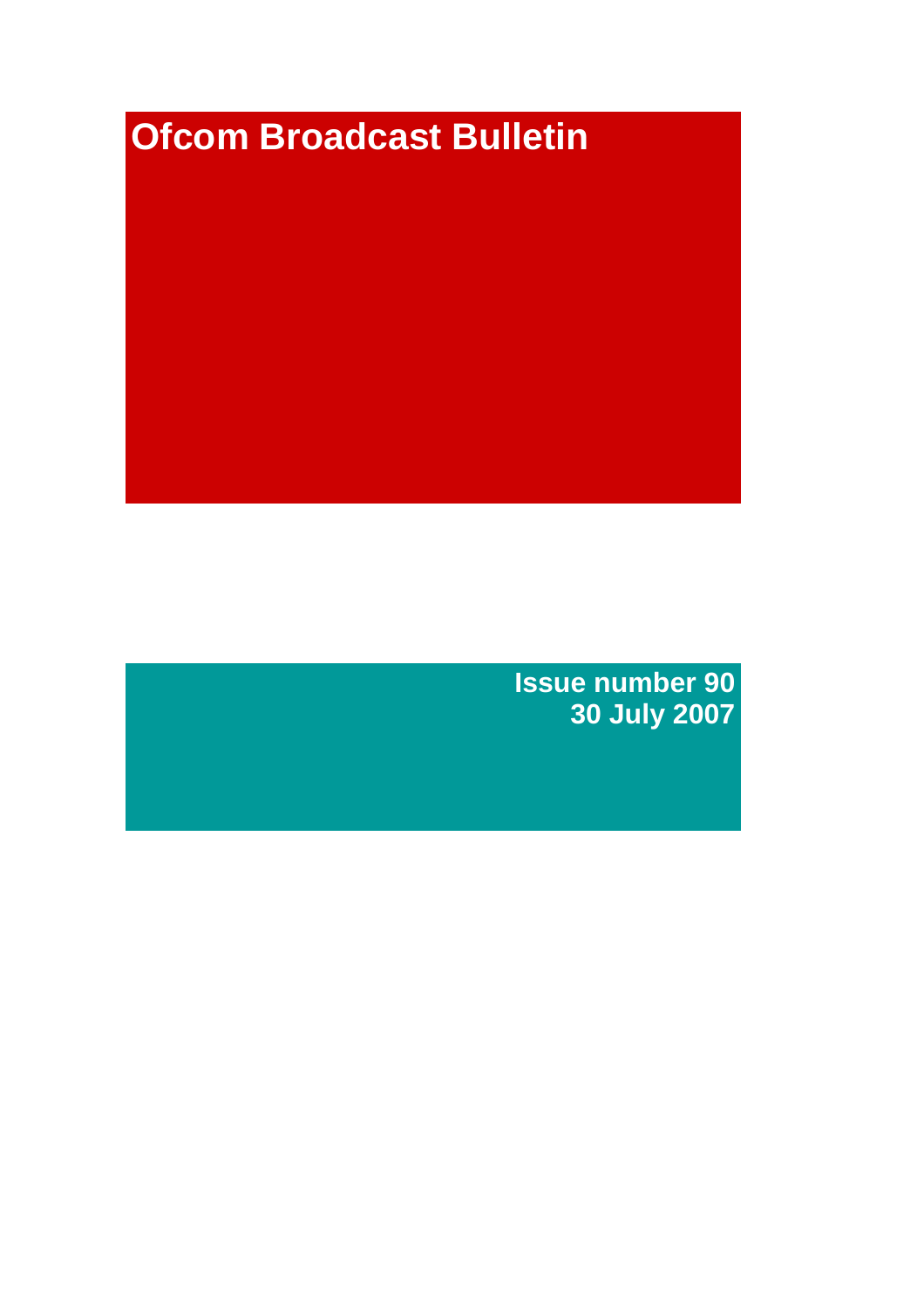# Ofcom Broadcast Bulletin

**Issue number 90**
**30 July 2007**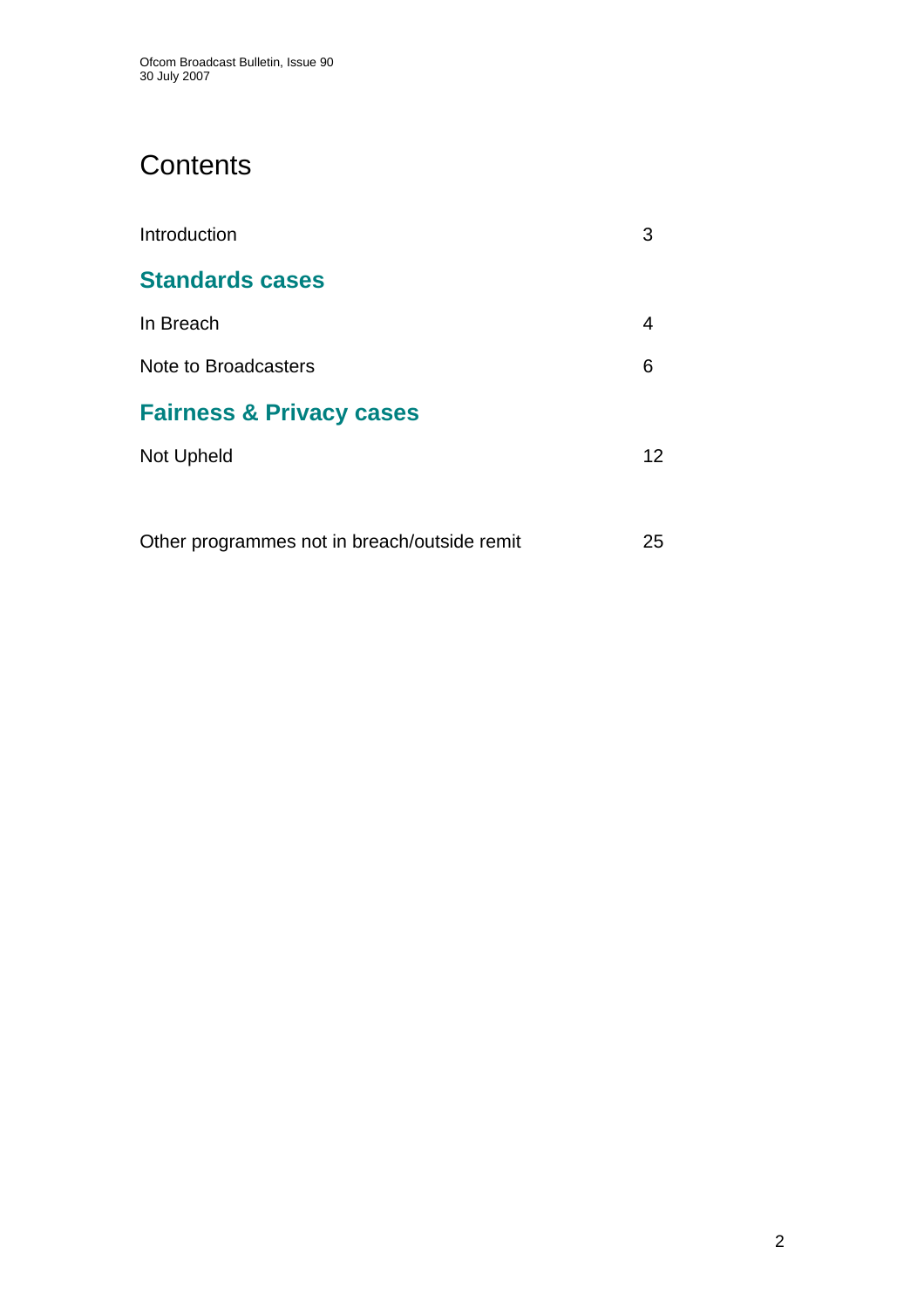# Contents

| | |
|---|---|
| Introduction | 3 |
| **Standards cases** | |
| In Breach | 4 |
| Note to Broadcasters | 6 |
| **Fairness & Privacy cases** | |
| Not Upheld | 12 |
| Other programmes not in breach/outside remit | 25 |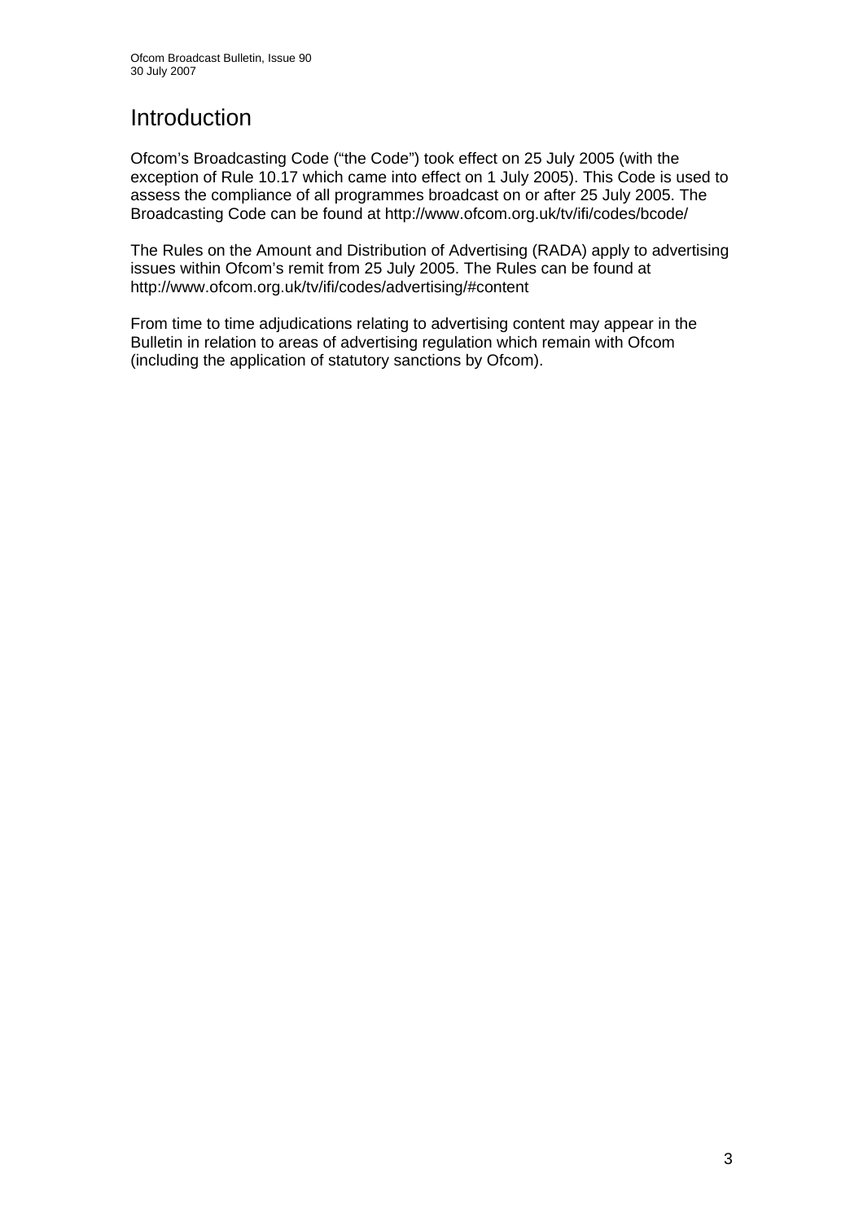# Introduction

Ofcom's Broadcasting Code ("the Code") took effect on 25 July 2005 (with the exception of Rule 10.17 which came into effect on 1 July 2005). This Code is used to assess the compliance of all programmes broadcast on or after 25 July 2005. The Broadcasting Code can be found at http://www.ofcom.org.uk/tv/ifi/codes/bcode/

The Rules on the Amount and Distribution of Advertising (RADA) apply to advertising issues within Ofcom's remit from 25 July 2005. The Rules can be found at http://www.ofcom.org.uk/tv/ifi/codes/advertising/#content

From time to time adjudications relating to advertising content may appear in the Bulletin in relation to areas of advertising regulation which remain with Ofcom (including the application of statutory sanctions by Ofcom).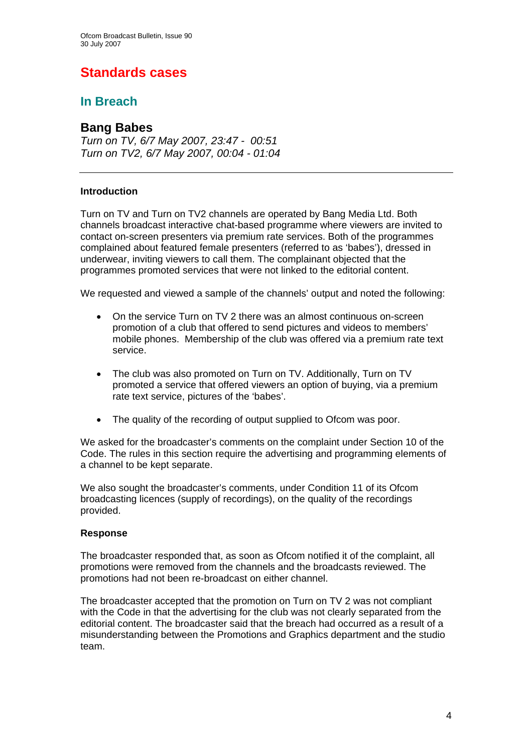# Standards cases

## In Breach

### Bang Babes

*Turn on TV, 6/7 May 2007, 23:47 - 00:51*
*Turn on TV2, 6/7 May 2007, 00:04 - 01:04*

---

**Introduction**

Turn on TV and Turn on TV2 channels are operated by Bang Media Ltd. Both channels broadcast interactive chat-based programme where viewers are invited to contact on-screen presenters via premium rate services. Both of the programmes complained about featured female presenters (referred to as 'babes'), dressed in underwear, inviting viewers to call them. The complainant objected that the programmes promoted services that were not linked to the editorial content.

We requested and viewed a sample of the channels' output and noted the following:

- On the service Turn on TV 2 there was an almost continuous on-screen promotion of a club that offered to send pictures and videos to members' mobile phones. Membership of the club was offered via a premium rate text service.
- The club was also promoted on Turn on TV. Additionally, Turn on TV promoted a service that offered viewers an option of buying, via a premium rate text service, pictures of the 'babes'.
- The quality of the recording of output supplied to Ofcom was poor.

We asked for the broadcaster's comments on the complaint under Section 10 of the Code. The rules in this section require the advertising and programming elements of a channel to be kept separate.

We also sought the broadcaster's comments, under Condition 11 of its Ofcom broadcasting licences (supply of recordings), on the quality of the recordings provided.

**Response**

The broadcaster responded that, as soon as Ofcom notified it of the complaint, all promotions were removed from the channels and the broadcasts reviewed. The promotions had not been re-broadcast on either channel.

The broadcaster accepted that the promotion on Turn on TV 2 was not compliant with the Code in that the advertising for the club was not clearly separated from the editorial content. The broadcaster said that the breach had occurred as a result of a misunderstanding between the Promotions and Graphics department and the studio team.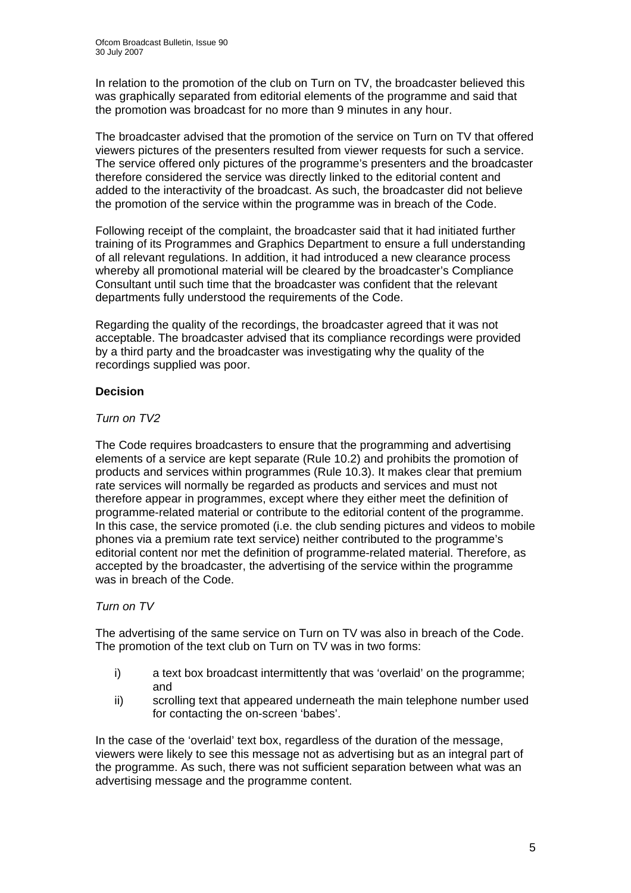In relation to the promotion of the club on Turn on TV, the broadcaster believed this was graphically separated from editorial elements of the programme and said that the promotion was broadcast for no more than 9 minutes in any hour.

The broadcaster advised that the promotion of the service on Turn on TV that offered viewers pictures of the presenters resulted from viewer requests for such a service. The service offered only pictures of the programme's presenters and the broadcaster therefore considered the service was directly linked to the editorial content and added to the interactivity of the broadcast. As such, the broadcaster did not believe the promotion of the service within the programme was in breach of the Code.

Following receipt of the complaint, the broadcaster said that it had initiated further training of its Programmes and Graphics Department to ensure a full understanding of all relevant regulations. In addition, it had introduced a new clearance process whereby all promotional material will be cleared by the broadcaster's Compliance Consultant until such time that the broadcaster was confident that the relevant departments fully understood the requirements of the Code.

Regarding the quality of the recordings, the broadcaster agreed that it was not acceptable. The broadcaster advised that its compliance recordings were provided by a third party and the broadcaster was investigating why the quality of the recordings supplied was poor.

**Decision**

*Turn on TV2*

The Code requires broadcasters to ensure that the programming and advertising elements of a service are kept separate (Rule 10.2) and prohibits the promotion of products and services within programmes (Rule 10.3). It makes clear that premium rate services will normally be regarded as products and services and must not therefore appear in programmes, except where they either meet the definition of programme-related material or contribute to the editorial content of the programme. In this case, the service promoted (i.e. the club sending pictures and videos to mobile phones via a premium rate text service) neither contributed to the programme's editorial content nor met the definition of programme-related material. Therefore, as accepted by the broadcaster, the advertising of the service within the programme was in breach of the Code.

*Turn on TV*

The advertising of the same service on Turn on TV was also in breach of the Code. The promotion of the text club on Turn on TV was in two forms:

i) a text box broadcast intermittently that was 'overlaid' on the programme; and

ii) scrolling text that appeared underneath the main telephone number used for contacting the on-screen 'babes'.

In the case of the 'overlaid' text box, regardless of the duration of the message, viewers were likely to see this message not as advertising but as an integral part of the programme. As such, there was not sufficient separation between what was an advertising message and the programme content.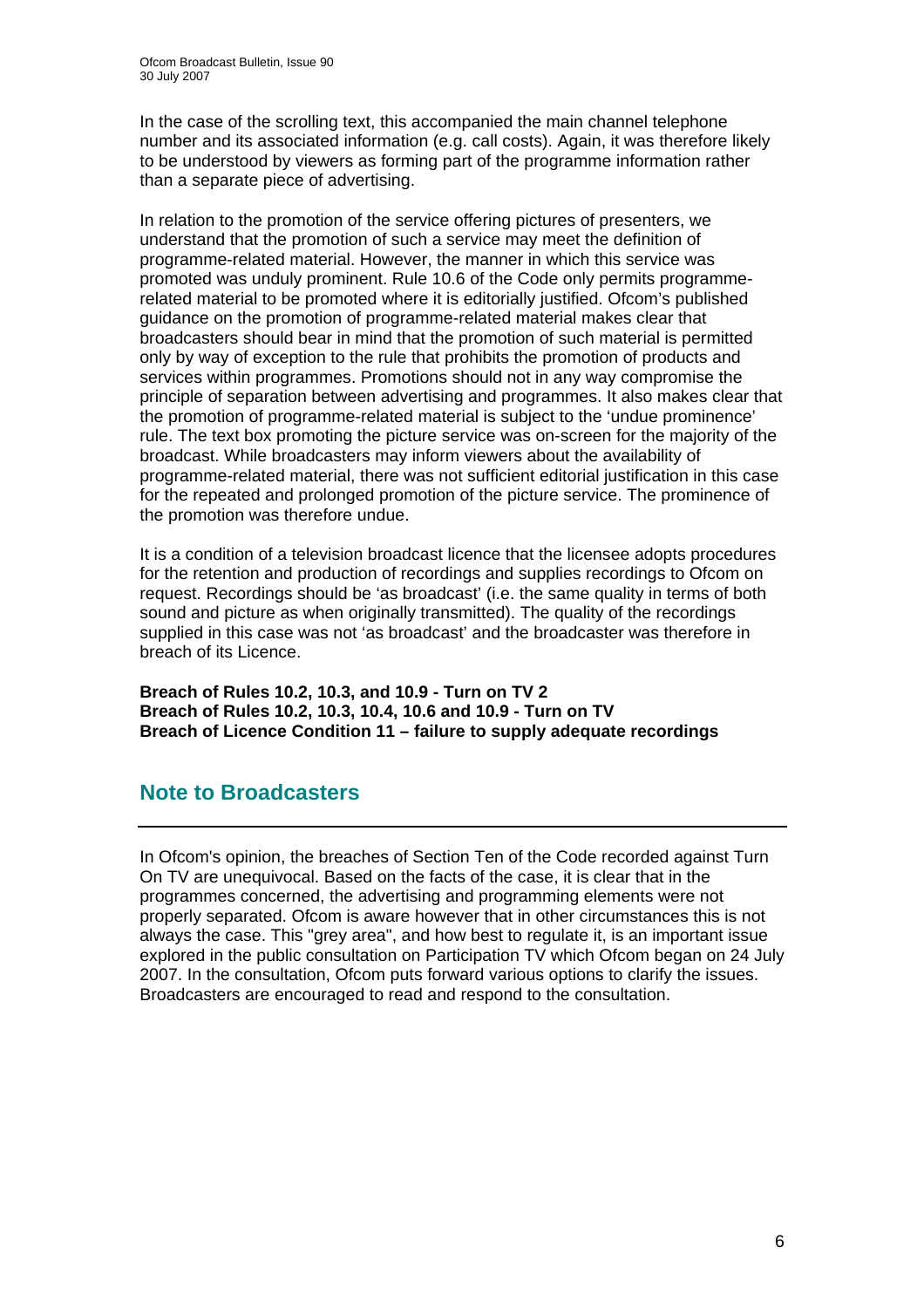In the case of the scrolling text, this accompanied the main channel telephone number and its associated information (e.g. call costs). Again, it was therefore likely to be understood by viewers as forming part of the programme information rather than a separate piece of advertising.

In relation to the promotion of the service offering pictures of presenters, we understand that the promotion of such a service may meet the definition of programme-related material. However, the manner in which this service was promoted was unduly prominent. Rule 10.6 of the Code only permits programme-related material to be promoted where it is editorially justified. Ofcom's published guidance on the promotion of programme-related material makes clear that broadcasters should bear in mind that the promotion of such material is permitted only by way of exception to the rule that prohibits the promotion of products and services within programmes. Promotions should not in any way compromise the principle of separation between advertising and programmes. It also makes clear that the promotion of programme-related material is subject to the 'undue prominence' rule. The text box promoting the picture service was on-screen for the majority of the broadcast. While broadcasters may inform viewers about the availability of programme-related material, there was not sufficient editorial justification in this case for the repeated and prolonged promotion of the picture service. The prominence of the promotion was therefore undue.

It is a condition of a television broadcast licence that the licensee adopts procedures for the retention and production of recordings and supplies recordings to Ofcom on request. Recordings should be 'as broadcast' (i.e. the same quality in terms of both sound and picture as when originally transmitted). The quality of the recordings supplied in this case was not 'as broadcast' and the broadcaster was therefore in breach of its Licence.

**Breach of Rules 10.2, 10.3, and 10.9 - Turn on TV 2**
**Breach of Rules 10.2, 10.3, 10.4, 10.6 and 10.9 - Turn on TV**
**Breach of Licence Condition 11 – failure to supply adequate recordings**

## Note to Broadcasters

In Ofcom's opinion, the breaches of Section Ten of the Code recorded against Turn On TV are unequivocal. Based on the facts of the case, it is clear that in the programmes concerned, the advertising and programming elements were not properly separated. Ofcom is aware however that in other circumstances this is not always the case. This "grey area", and how best to regulate it, is an important issue explored in the public consultation on Participation TV which Ofcom began on 24 July 2007. In the consultation, Ofcom puts forward various options to clarify the issues. Broadcasters are encouraged to read and respond to the consultation.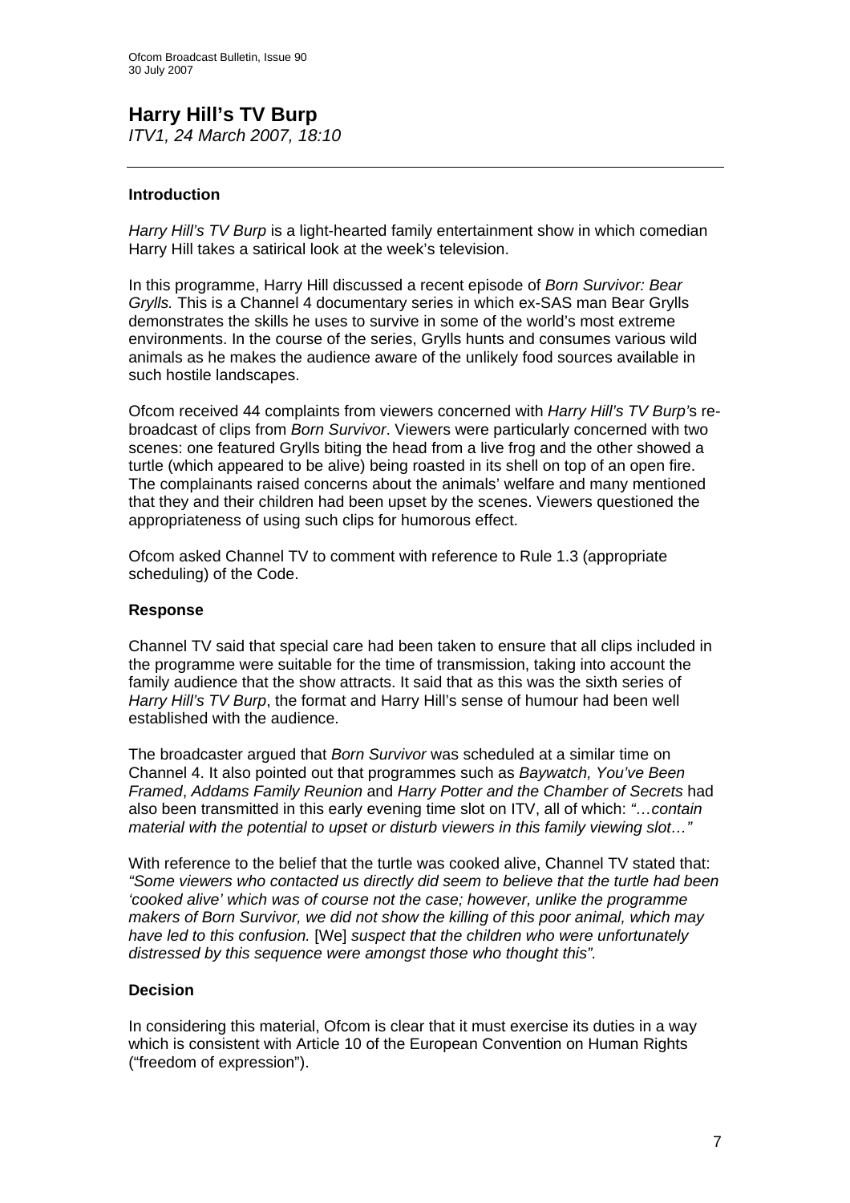# Harry Hill's TV Burp

*ITV1, 24 March 2007, 18:10*

---

### Introduction

*Harry Hill's TV Burp* is a light-hearted family entertainment show in which comedian Harry Hill takes a satirical look at the week's television.

In this programme, Harry Hill discussed a recent episode of *Born Survivor: Bear Grylls.* This is a Channel 4 documentary series in which ex-SAS man Bear Grylls demonstrates the skills he uses to survive in some of the world's most extreme environments. In the course of the series, Grylls hunts and consumes various wild animals as he makes the audience aware of the unlikely food sources available in such hostile landscapes.

Ofcom received 44 complaints from viewers concerned with *Harry Hill's TV Burp'*s re-broadcast of clips from *Born Survivor*. Viewers were particularly concerned with two scenes: one featured Grylls biting the head from a live frog and the other showed a turtle (which appeared to be alive) being roasted in its shell on top of an open fire. The complainants raised concerns about the animals' welfare and many mentioned that they and their children had been upset by the scenes. Viewers questioned the appropriateness of using such clips for humorous effect.

Ofcom asked Channel TV to comment with reference to Rule 1.3 (appropriate scheduling) of the Code.

### Response

Channel TV said that special care had been taken to ensure that all clips included in the programme were suitable for the time of transmission, taking into account the family audience that the show attracts. It said that as this was the sixth series of *Harry Hill's TV Burp*, the format and Harry Hill's sense of humour had been well established with the audience.

The broadcaster argued that *Born Survivor* was scheduled at a similar time on Channel 4. It also pointed out that programmes such as *Baywatch, You've Been Framed*, *Addams Family Reunion* and *Harry Potter and the Chamber of Secrets* had also been transmitted in this early evening time slot on ITV, all of which: *"…contain material with the potential to upset or disturb viewers in this family viewing slot…"*

With reference to the belief that the turtle was cooked alive, Channel TV stated that: *"Some viewers who contacted us directly did seem to believe that the turtle had been 'cooked alive' which was of course not the case; however, unlike the programme makers of Born Survivor, we did not show the killing of this poor animal, which may have led to this confusion.* [We] *suspect that the children who were unfortunately distressed by this sequence were amongst those who thought this".*

### Decision

In considering this material, Ofcom is clear that it must exercise its duties in a way which is consistent with Article 10 of the European Convention on Human Rights ("freedom of expression").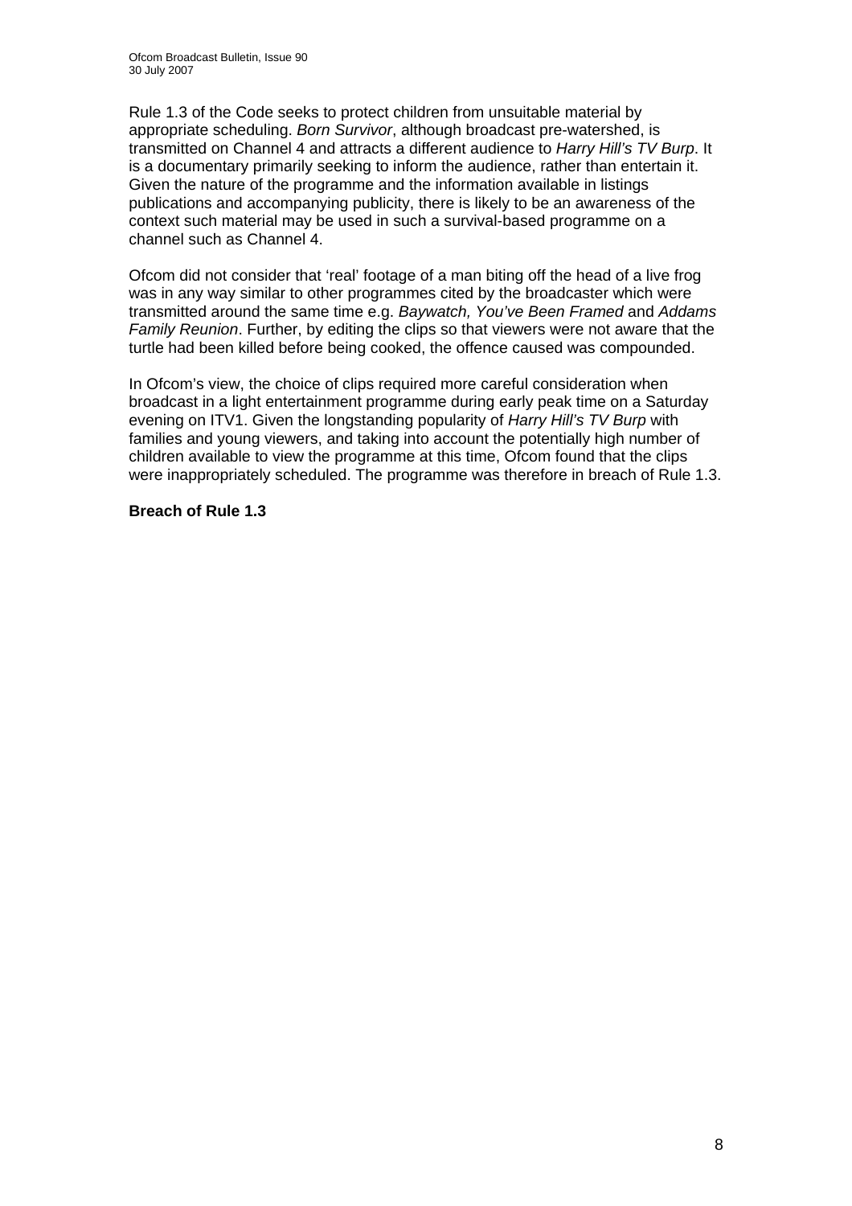Rule 1.3 of the Code seeks to protect children from unsuitable material by appropriate scheduling. *Born Survivor*, although broadcast pre-watershed, is transmitted on Channel 4 and attracts a different audience to *Harry Hill's TV Burp*. It is a documentary primarily seeking to inform the audience, rather than entertain it. Given the nature of the programme and the information available in listings publications and accompanying publicity, there is likely to be an awareness of the context such material may be used in such a survival-based programme on a channel such as Channel 4.

Ofcom did not consider that 'real' footage of a man biting off the head of a live frog was in any way similar to other programmes cited by the broadcaster which were transmitted around the same time e.g. *Baywatch, You've Been Framed* and *Addams Family Reunion*. Further, by editing the clips so that viewers were not aware that the turtle had been killed before being cooked, the offence caused was compounded.

In Ofcom's view, the choice of clips required more careful consideration when broadcast in a light entertainment programme during early peak time on a Saturday evening on ITV1. Given the longstanding popularity of *Harry Hill's TV Burp* with families and young viewers, and taking into account the potentially high number of children available to view the programme at this time, Ofcom found that the clips were inappropriately scheduled. The programme was therefore in breach of Rule 1.3.

**Breach of Rule 1.3**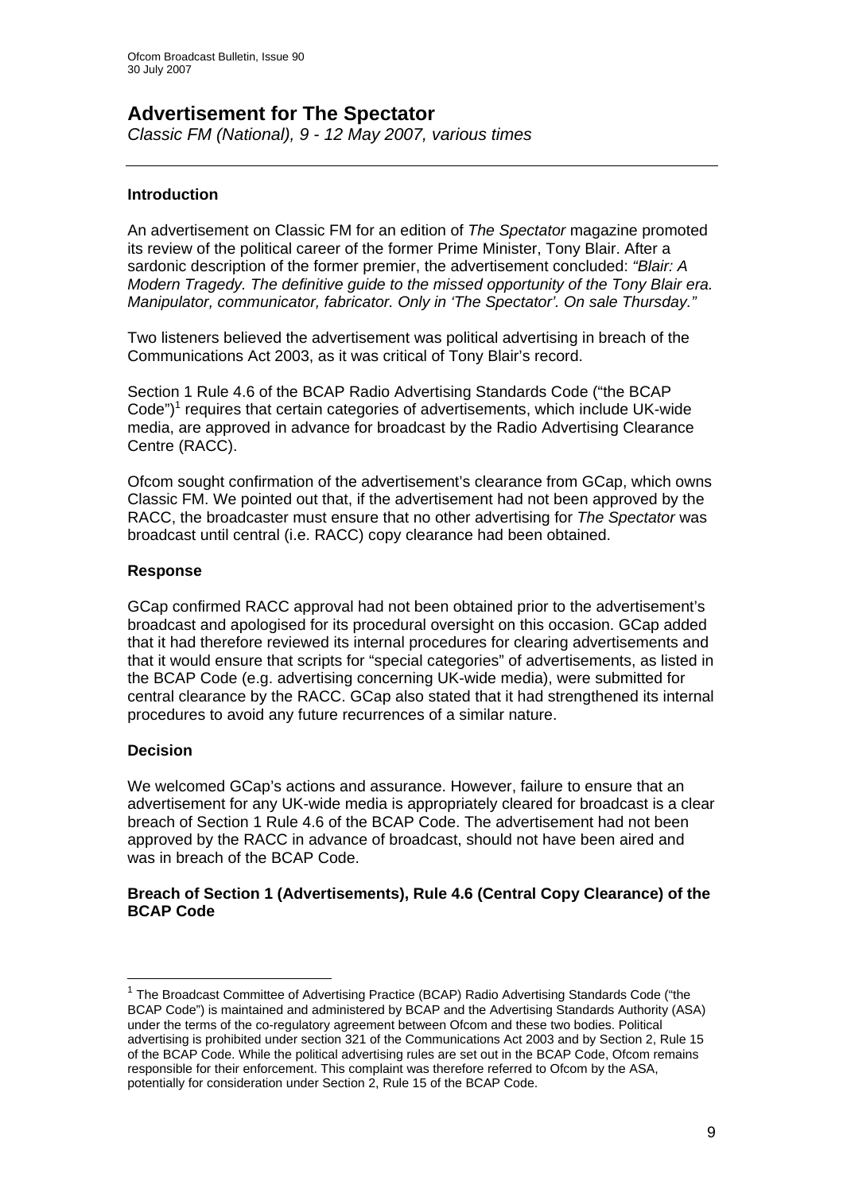## Advertisement for The Spectator

*Classic FM (National), 9 - 12 May 2007, various times*

---

### Introduction

An advertisement on Classic FM for an edition of *The Spectator* magazine promoted its review of the political career of the former Prime Minister, Tony Blair. After a sardonic description of the former premier, the advertisement concluded: *"Blair: A Modern Tragedy. The definitive guide to the missed opportunity of the Tony Blair era. Manipulator, communicator, fabricator. Only in 'The Spectator'. On sale Thursday."*

Two listeners believed the advertisement was political advertising in breach of the Communications Act 2003, as it was critical of Tony Blair's record.

Section 1 Rule 4.6 of the BCAP Radio Advertising Standards Code ("the BCAP Code")[1] requires that certain categories of advertisements, which include UK-wide media, are approved in advance for broadcast by the Radio Advertising Clearance Centre (RACC).

Ofcom sought confirmation of the advertisement's clearance from GCap, which owns Classic FM. We pointed out that, if the advertisement had not been approved by the RACC, the broadcaster must ensure that no other advertising for *The Spectator* was broadcast until central (i.e. RACC) copy clearance had been obtained.

### Response

GCap confirmed RACC approval had not been obtained prior to the advertisement's broadcast and apologised for its procedural oversight on this occasion. GCap added that it had therefore reviewed its internal procedures for clearing advertisements and that it would ensure that scripts for "special categories" of advertisements, as listed in the BCAP Code (e.g. advertising concerning UK-wide media), were submitted for central clearance by the RACC. GCap also stated that it had strengthened its internal procedures to avoid any future recurrences of a similar nature.

### Decision

We welcomed GCap's actions and assurance. However, failure to ensure that an advertisement for any UK-wide media is appropriately cleared for broadcast is a clear breach of Section 1 Rule 4.6 of the BCAP Code. The advertisement had not been approved by the RACC in advance of broadcast, should not have been aired and was in breach of the BCAP Code.

**Breach of Section 1 (Advertisements), Rule 4.6 (Central Copy Clearance) of the BCAP Code**

---

[1] The Broadcast Committee of Advertising Practice (BCAP) Radio Advertising Standards Code ("the BCAP Code") is maintained and administered by BCAP and the Advertising Standards Authority (ASA) under the terms of the co-regulatory agreement between Ofcom and these two bodies. Political advertising is prohibited under section 321 of the Communications Act 2003 and by Section 2, Rule 15 of the BCAP Code. While the political advertising rules are set out in the BCAP Code, Ofcom remains responsible for their enforcement. This complaint was therefore referred to Ofcom by the ASA, potentially for consideration under Section 2, Rule 15 of the BCAP Code.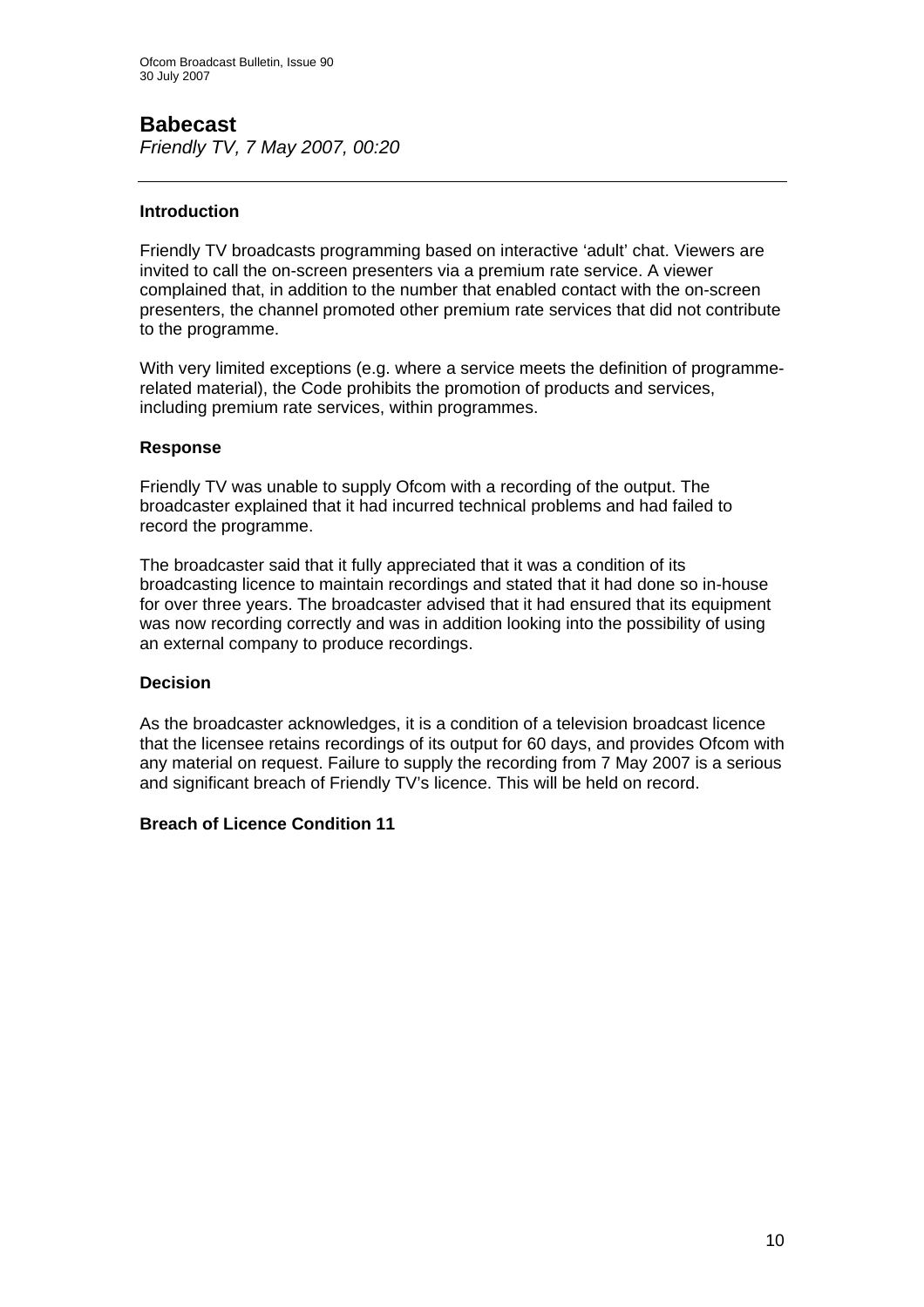## Babecast

*Friendly TV, 7 May 2007, 00:20*

---

### Introduction

Friendly TV broadcasts programming based on interactive 'adult' chat. Viewers are invited to call the on-screen presenters via a premium rate service. A viewer complained that, in addition to the number that enabled contact with the on-screen presenters, the channel promoted other premium rate services that did not contribute to the programme.

With very limited exceptions (e.g. where a service meets the definition of programme-related material), the Code prohibits the promotion of products and services, including premium rate services, within programmes.

### Response

Friendly TV was unable to supply Ofcom with a recording of the output. The broadcaster explained that it had incurred technical problems and had failed to record the programme.

The broadcaster said that it fully appreciated that it was a condition of its broadcasting licence to maintain recordings and stated that it had done so in-house for over three years. The broadcaster advised that it had ensured that its equipment was now recording correctly and was in addition looking into the possibility of using an external company to produce recordings.

### Decision

As the broadcaster acknowledges, it is a condition of a television broadcast licence that the licensee retains recordings of its output for 60 days, and provides Ofcom with any material on request. Failure to supply the recording from 7 May 2007 is a serious and significant breach of Friendly TV's licence. This will be held on record.

**Breach of Licence Condition 11**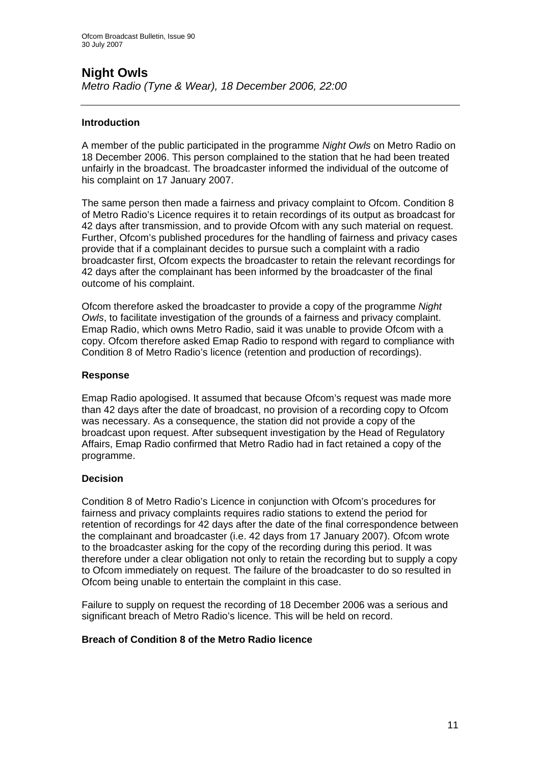## Night Owls

*Metro Radio (Tyne & Wear), 18 December 2006, 22:00*

---

### Introduction

A member of the public participated in the programme *Night Owls* on Metro Radio on 18 December 2006. This person complained to the station that he had been treated unfairly in the broadcast. The broadcaster informed the individual of the outcome of his complaint on 17 January 2007.

The same person then made a fairness and privacy complaint to Ofcom. Condition 8 of Metro Radio's Licence requires it to retain recordings of its output as broadcast for 42 days after transmission, and to provide Ofcom with any such material on request. Further, Ofcom's published procedures for the handling of fairness and privacy cases provide that if a complainant decides to pursue such a complaint with a radio broadcaster first, Ofcom expects the broadcaster to retain the relevant recordings for 42 days after the complainant has been informed by the broadcaster of the final outcome of his complaint.

Ofcom therefore asked the broadcaster to provide a copy of the programme *Night Owls*, to facilitate investigation of the grounds of a fairness and privacy complaint. Emap Radio, which owns Metro Radio, said it was unable to provide Ofcom with a copy. Ofcom therefore asked Emap Radio to respond with regard to compliance with Condition 8 of Metro Radio's licence (retention and production of recordings).

### Response

Emap Radio apologised. It assumed that because Ofcom's request was made more than 42 days after the date of broadcast, no provision of a recording copy to Ofcom was necessary. As a consequence, the station did not provide a copy of the broadcast upon request. After subsequent investigation by the Head of Regulatory Affairs, Emap Radio confirmed that Metro Radio had in fact retained a copy of the programme.

### Decision

Condition 8 of Metro Radio's Licence in conjunction with Ofcom's procedures for fairness and privacy complaints requires radio stations to extend the period for retention of recordings for 42 days after the date of the final correspondence between the complainant and broadcaster (i.e. 42 days from 17 January 2007). Ofcom wrote to the broadcaster asking for the copy of the recording during this period. It was therefore under a clear obligation not only to retain the recording but to supply a copy to Ofcom immediately on request. The failure of the broadcaster to do so resulted in Ofcom being unable to entertain the complaint in this case.

Failure to supply on request the recording of 18 December 2006 was a serious and significant breach of Metro Radio's licence. This will be held on record.

**Breach of Condition 8 of the Metro Radio licence**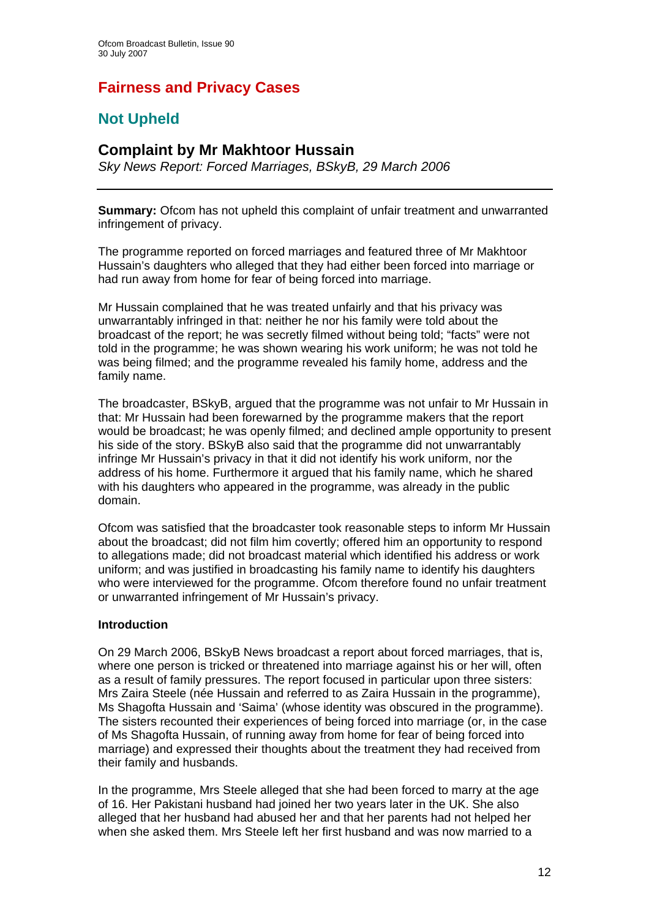# Fairness and Privacy Cases

## Not Upheld

### Complaint by Mr Makhtoor Hussain

*Sky News Report: Forced Marriages, BSkyB, 29 March 2006*

---

**Summary:** Ofcom has not upheld this complaint of unfair treatment and unwarranted infringement of privacy.

The programme reported on forced marriages and featured three of Mr Makhtoor Hussain's daughters who alleged that they had either been forced into marriage or had run away from home for fear of being forced into marriage.

Mr Hussain complained that he was treated unfairly and that his privacy was unwarrantably infringed in that: neither he nor his family were told about the broadcast of the report; he was secretly filmed without being told; "facts" were not told in the programme; he was shown wearing his work uniform; he was not told he was being filmed; and the programme revealed his family home, address and the family name.

The broadcaster, BSkyB, argued that the programme was not unfair to Mr Hussain in that: Mr Hussain had been forewarned by the programme makers that the report would be broadcast; he was openly filmed; and declined ample opportunity to present his side of the story. BSkyB also said that the programme did not unwarrantably infringe Mr Hussain's privacy in that it did not identify his work uniform, nor the address of his home. Furthermore it argued that his family name, which he shared with his daughters who appeared in the programme, was already in the public domain.

Ofcom was satisfied that the broadcaster took reasonable steps to inform Mr Hussain about the broadcast; did not film him covertly; offered him an opportunity to respond to allegations made; did not broadcast material which identified his address or work uniform; and was justified in broadcasting his family name to identify his daughters who were interviewed for the programme. Ofcom therefore found no unfair treatment or unwarranted infringement of Mr Hussain's privacy.

**Introduction**

On 29 March 2006, BSkyB News broadcast a report about forced marriages, that is, where one person is tricked or threatened into marriage against his or her will, often as a result of family pressures. The report focused in particular upon three sisters: Mrs Zaira Steele (née Hussain and referred to as Zaira Hussain in the programme), Ms Shagofta Hussain and 'Saima' (whose identity was obscured in the programme). The sisters recounted their experiences of being forced into marriage (or, in the case of Ms Shagofta Hussain, of running away from home for fear of being forced into marriage) and expressed their thoughts about the treatment they had received from their family and husbands.

In the programme, Mrs Steele alleged that she had been forced to marry at the age of 16. Her Pakistani husband had joined her two years later in the UK. She also alleged that her husband had abused her and that her parents had not helped her when she asked them. Mrs Steele left her first husband and was now married to a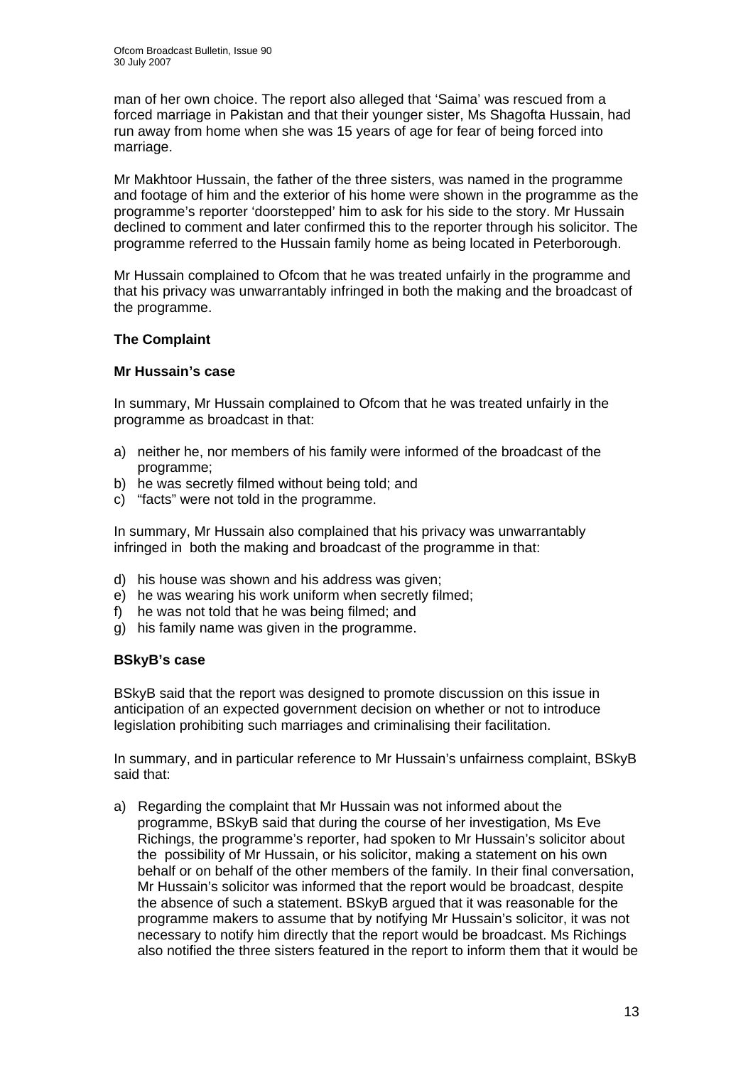man of her own choice. The report also alleged that 'Saima' was rescued from a forced marriage in Pakistan and that their younger sister, Ms Shagofta Hussain, had run away from home when she was 15 years of age for fear of being forced into marriage.

Mr Makhtoor Hussain, the father of the three sisters, was named in the programme and footage of him and the exterior of his home were shown in the programme as the programme's reporter 'doorstepped' him to ask for his side to the story. Mr Hussain declined to comment and later confirmed this to the reporter through his solicitor. The programme referred to the Hussain family home as being located in Peterborough.

Mr Hussain complained to Ofcom that he was treated unfairly in the programme and that his privacy was unwarrantably infringed in both the making and the broadcast of the programme.

### The Complaint

#### Mr Hussain's case

In summary, Mr Hussain complained to Ofcom that he was treated unfairly in the programme as broadcast in that:

a) neither he, nor members of his family were informed of the broadcast of the programme;
b) he was secretly filmed without being told; and
c) "facts" were not told in the programme.

In summary, Mr Hussain also complained that his privacy was unwarrantably infringed in both the making and broadcast of the programme in that:

d) his house was shown and his address was given;
e) he was wearing his work uniform when secretly filmed;
f) he was not told that he was being filmed; and
g) his family name was given in the programme.

#### BSkyB's case

BSkyB said that the report was designed to promote discussion on this issue in anticipation of an expected government decision on whether or not to introduce legislation prohibiting such marriages and criminalising their facilitation.

In summary, and in particular reference to Mr Hussain's unfairness complaint, BSkyB said that:

a) Regarding the complaint that Mr Hussain was not informed about the programme, BSkyB said that during the course of her investigation, Ms Eve Richings, the programme's reporter, had spoken to Mr Hussain's solicitor about the possibility of Mr Hussain, or his solicitor, making a statement on his own behalf or on behalf of the other members of the family. In their final conversation, Mr Hussain's solicitor was informed that the report would be broadcast, despite the absence of such a statement. BSkyB argued that it was reasonable for the programme makers to assume that by notifying Mr Hussain's solicitor, it was not necessary to notify him directly that the report would be broadcast. Ms Richings also notified the three sisters featured in the report to inform them that it would be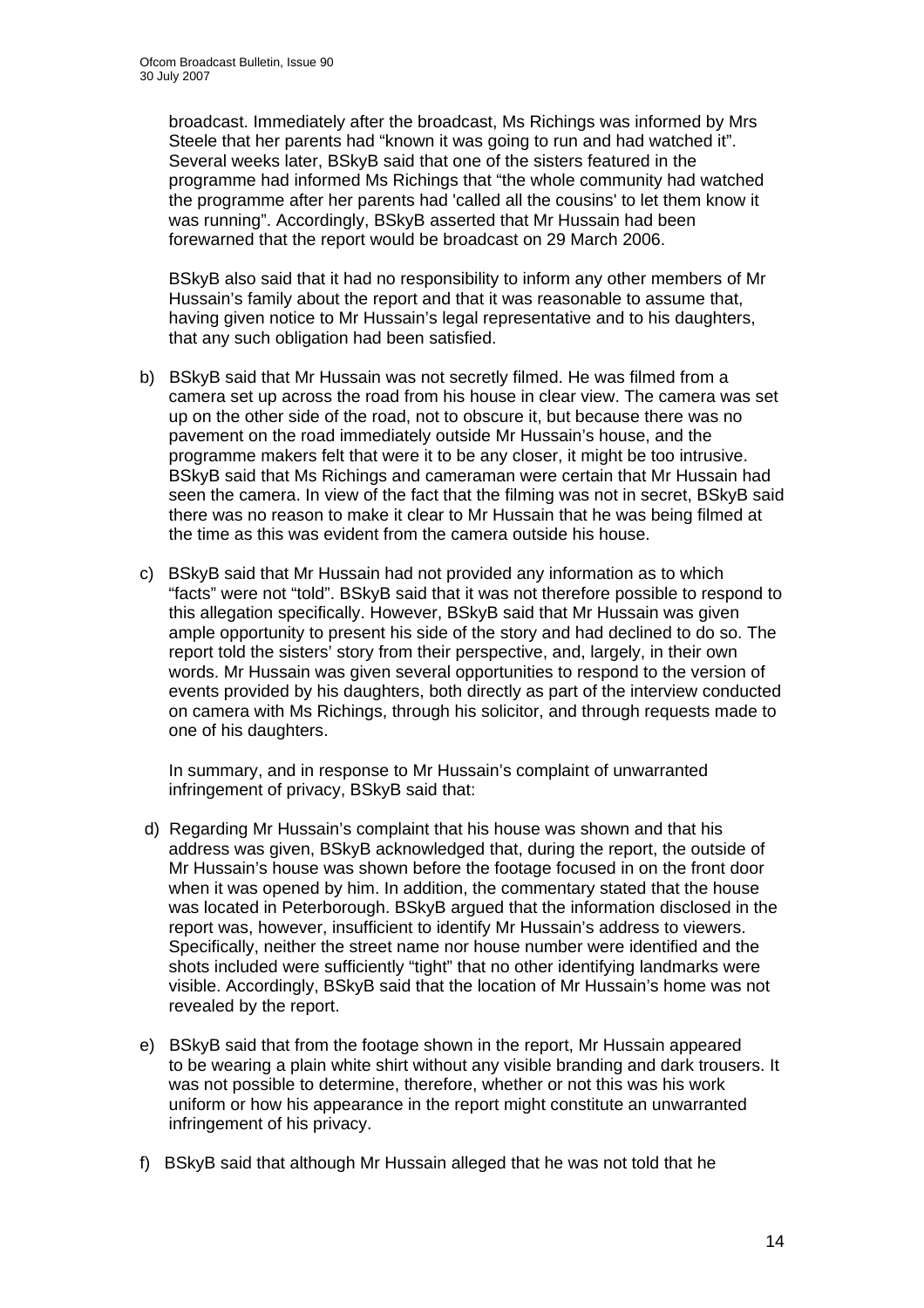broadcast. Immediately after the broadcast, Ms Richings was informed by Mrs Steele that her parents had "known it was going to run and had watched it". Several weeks later, BSkyB said that one of the sisters featured in the programme had informed Ms Richings that "the whole community had watched the programme after her parents had 'called all the cousins' to let them know it was running". Accordingly, BSkyB asserted that Mr Hussain had been forewarned that the report would be broadcast on 29 March 2006.

BSkyB also said that it had no responsibility to inform any other members of Mr Hussain's family about the report and that it was reasonable to assume that, having given notice to Mr Hussain's legal representative and to his daughters, that any such obligation had been satisfied.

b) BSkyB said that Mr Hussain was not secretly filmed. He was filmed from a camera set up across the road from his house in clear view. The camera was set up on the other side of the road, not to obscure it, but because there was no pavement on the road immediately outside Mr Hussain's house, and the programme makers felt that were it to be any closer, it might be too intrusive. BSkyB said that Ms Richings and cameraman were certain that Mr Hussain had seen the camera. In view of the fact that the filming was not in secret, BSkyB said there was no reason to make it clear to Mr Hussain that he was being filmed at the time as this was evident from the camera outside his house.

c) BSkyB said that Mr Hussain had not provided any information as to which "facts" were not "told". BSkyB said that it was not therefore possible to respond to this allegation specifically. However, BSkyB said that Mr Hussain was given ample opportunity to present his side of the story and had declined to do so. The report told the sisters' story from their perspective, and, largely, in their own words. Mr Hussain was given several opportunities to respond to the version of events provided by his daughters, both directly as part of the interview conducted on camera with Ms Richings, through his solicitor, and through requests made to one of his daughters.

In summary, and in response to Mr Hussain's complaint of unwarranted infringement of privacy, BSkyB said that:

d) Regarding Mr Hussain's complaint that his house was shown and that his address was given, BSkyB acknowledged that, during the report, the outside of Mr Hussain's house was shown before the footage focused in on the front door when it was opened by him. In addition, the commentary stated that the house was located in Peterborough. BSkyB argued that the information disclosed in the report was, however, insufficient to identify Mr Hussain's address to viewers. Specifically, neither the street name nor house number were identified and the shots included were sufficiently "tight" that no other identifying landmarks were visible. Accordingly, BSkyB said that the location of Mr Hussain's home was not revealed by the report.

e) BSkyB said that from the footage shown in the report, Mr Hussain appeared to be wearing a plain white shirt without any visible branding and dark trousers. It was not possible to determine, therefore, whether or not this was his work uniform or how his appearance in the report might constitute an unwarranted infringement of his privacy.

f) BSkyB said that although Mr Hussain alleged that he was not told that he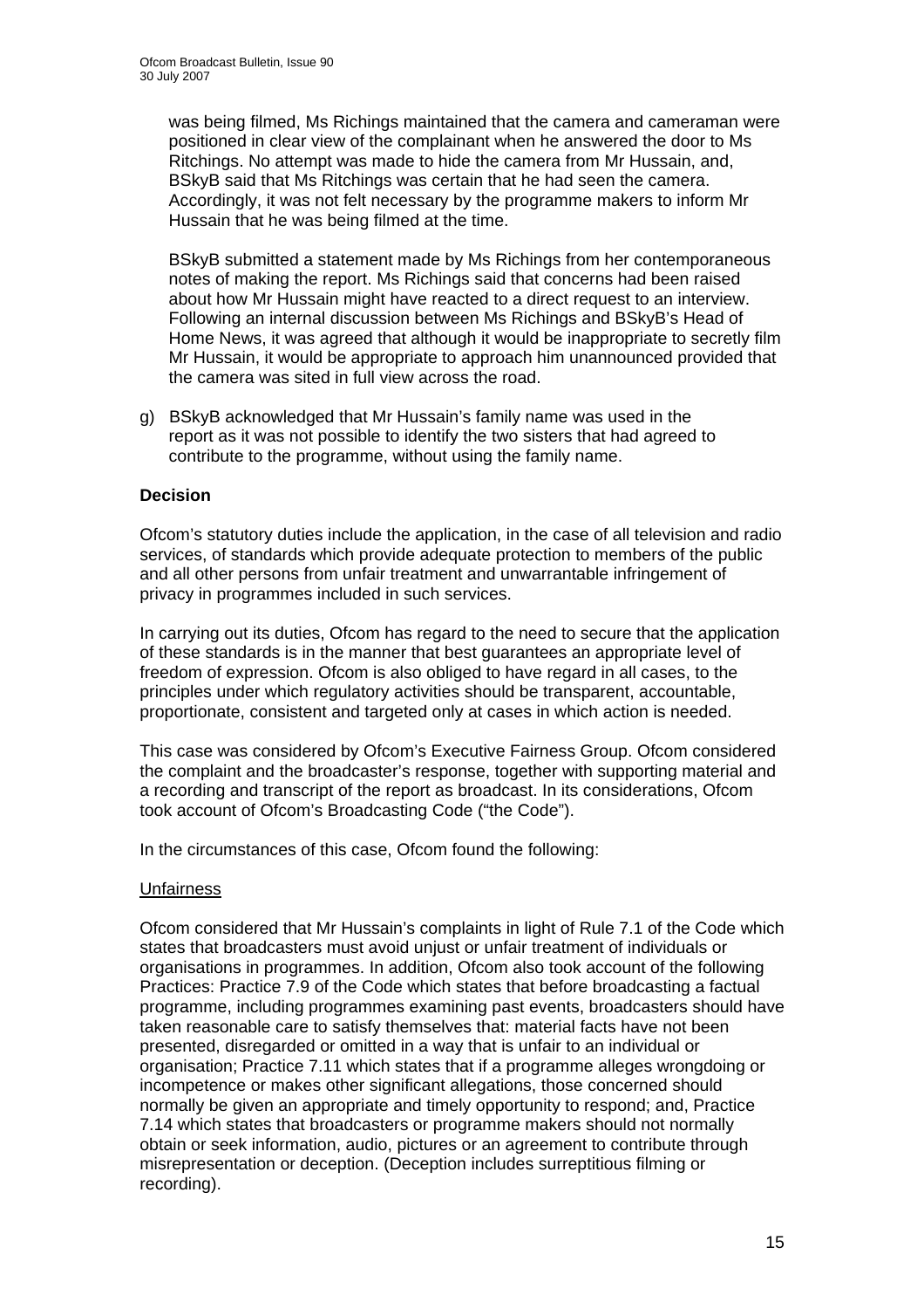was being filmed, Ms Richings maintained that the camera and cameraman were positioned in clear view of the complainant when he answered the door to Ms Ritchings. No attempt was made to hide the camera from Mr Hussain, and, BSkyB said that Ms Ritchings was certain that he had seen the camera. Accordingly, it was not felt necessary by the programme makers to inform Mr Hussain that he was being filmed at the time.

BSkyB submitted a statement made by Ms Richings from her contemporaneous notes of making the report. Ms Richings said that concerns had been raised about how Mr Hussain might have reacted to a direct request to an interview. Following an internal discussion between Ms Richings and BSkyB's Head of Home News, it was agreed that although it would be inappropriate to secretly film Mr Hussain, it would be appropriate to approach him unannounced provided that the camera was sited in full view across the road.

g) BSkyB acknowledged that Mr Hussain's family name was used in the report as it was not possible to identify the two sisters that had agreed to contribute to the programme, without using the family name.

**Decision**

Ofcom's statutory duties include the application, in the case of all television and radio services, of standards which provide adequate protection to members of the public and all other persons from unfair treatment and unwarrantable infringement of privacy in programmes included in such services.

In carrying out its duties, Ofcom has regard to the need to secure that the application of these standards is in the manner that best guarantees an appropriate level of freedom of expression. Ofcom is also obliged to have regard in all cases, to the principles under which regulatory activities should be transparent, accountable, proportionate, consistent and targeted only at cases in which action is needed.

This case was considered by Ofcom's Executive Fairness Group. Ofcom considered the complaint and the broadcaster's response, together with supporting material and a recording and transcript of the report as broadcast. In its considerations, Ofcom took account of Ofcom's Broadcasting Code ("the Code").

In the circumstances of this case, Ofcom found the following:

Unfairness

Ofcom considered that Mr Hussain's complaints in light of Rule 7.1 of the Code which states that broadcasters must avoid unjust or unfair treatment of individuals or organisations in programmes. In addition, Ofcom also took account of the following Practices: Practice 7.9 of the Code which states that before broadcasting a factual programme, including programmes examining past events, broadcasters should have taken reasonable care to satisfy themselves that: material facts have not been presented, disregarded or omitted in a way that is unfair to an individual or organisation; Practice 7.11 which states that if a programme alleges wrongdoing or incompetence or makes other significant allegations, those concerned should normally be given an appropriate and timely opportunity to respond; and, Practice 7.14 which states that broadcasters or programme makers should not normally obtain or seek information, audio, pictures or an agreement to contribute through misrepresentation or deception. (Deception includes surreptitious filming or recording).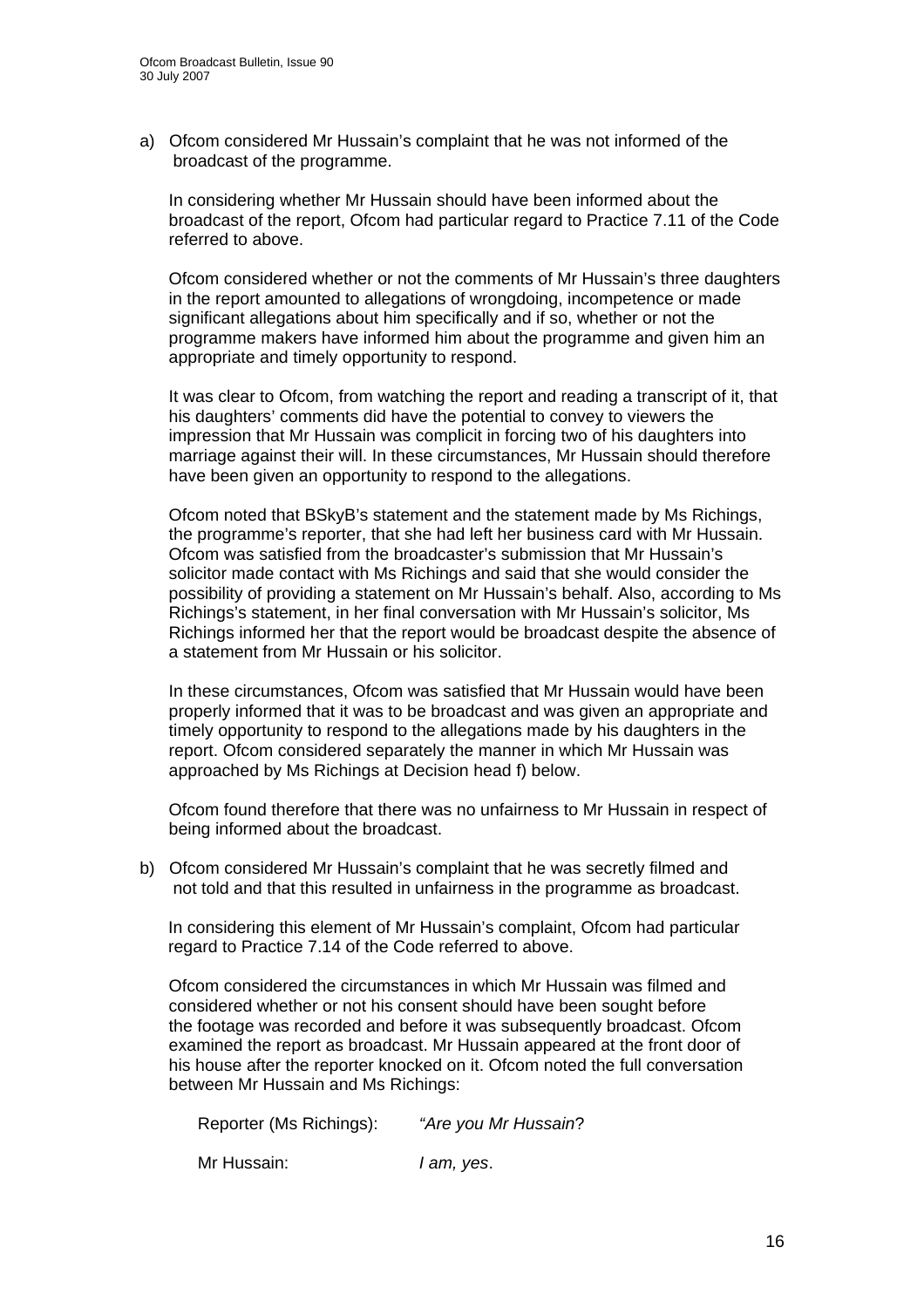a) Ofcom considered Mr Hussain's complaint that he was not informed of the broadcast of the programme.

In considering whether Mr Hussain should have been informed about the broadcast of the report, Ofcom had particular regard to Practice 7.11 of the Code referred to above.

Ofcom considered whether or not the comments of Mr Hussain's three daughters in the report amounted to allegations of wrongdoing, incompetence or made significant allegations about him specifically and if so, whether or not the programme makers have informed him about the programme and given him an appropriate and timely opportunity to respond.

It was clear to Ofcom, from watching the report and reading a transcript of it, that his daughters' comments did have the potential to convey to viewers the impression that Mr Hussain was complicit in forcing two of his daughters into marriage against their will. In these circumstances, Mr Hussain should therefore have been given an opportunity to respond to the allegations.

Ofcom noted that BSkyB's statement and the statement made by Ms Richings, the programme's reporter, that she had left her business card with Mr Hussain. Ofcom was satisfied from the broadcaster's submission that Mr Hussain's solicitor made contact with Ms Richings and said that she would consider the possibility of providing a statement on Mr Hussain's behalf. Also, according to Ms Richings's statement, in her final conversation with Mr Hussain's solicitor, Ms Richings informed her that the report would be broadcast despite the absence of a statement from Mr Hussain or his solicitor.

In these circumstances, Ofcom was satisfied that Mr Hussain would have been properly informed that it was to be broadcast and was given an appropriate and timely opportunity to respond to the allegations made by his daughters in the report. Ofcom considered separately the manner in which Mr Hussain was approached by Ms Richings at Decision head f) below.

Ofcom found therefore that there was no unfairness to Mr Hussain in respect of being informed about the broadcast.

b) Ofcom considered Mr Hussain's complaint that he was secretly filmed and not told and that this resulted in unfairness in the programme as broadcast.

In considering this element of Mr Hussain's complaint, Ofcom had particular regard to Practice 7.14 of the Code referred to above.

Ofcom considered the circumstances in which Mr Hussain was filmed and considered whether or not his consent should have been sought before the footage was recorded and before it was subsequently broadcast. Ofcom examined the report as broadcast. Mr Hussain appeared at the front door of his house after the reporter knocked on it. Ofcom noted the full conversation between Mr Hussain and Ms Richings:

Reporter (Ms Richings): *"Are you Mr Hussain*?

Mr Hussain: *I am, yes*.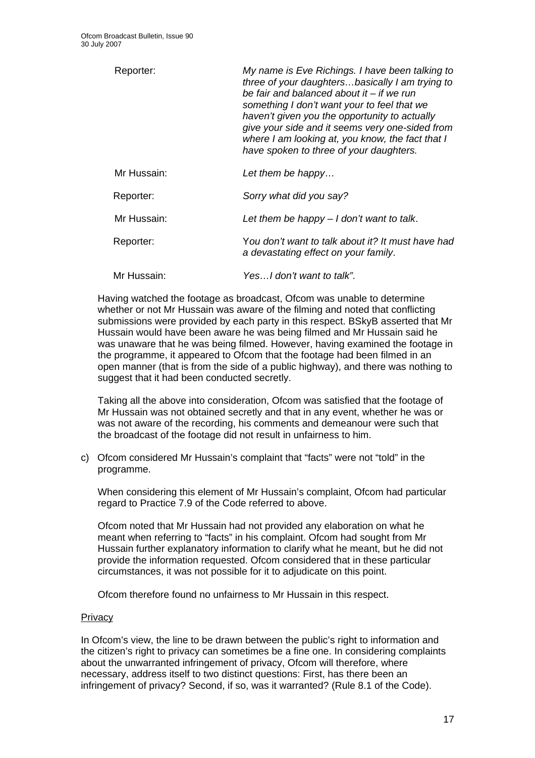| | |
|---|---|
| Reporter: | *My name is Eve Richings. I have been talking to three of your daughters…basically I am trying to be fair and balanced about it – if we run something I don't want your to feel that we haven't given you the opportunity to actually give your side and it seems very one-sided from where I am looking at, you know, the fact that I have spoken to three of your daughters.* |
| Mr Hussain: | *Let them be happy…* |
| Reporter: | *Sorry what did you say?* |
| Mr Hussain: | *Let them be happy – I don't want to talk.* |
| Reporter: | *You don't want to talk about it? It must have had a devastating effect on your family.* |
| Mr Hussain: | *Yes…I don't want to talk".* |

Having watched the footage as broadcast, Ofcom was unable to determine whether or not Mr Hussain was aware of the filming and noted that conflicting submissions were provided by each party in this respect. BSkyB asserted that Mr Hussain would have been aware he was being filmed and Mr Hussain said he was unaware that he was being filmed. However, having examined the footage in the programme, it appeared to Ofcom that the footage had been filmed in an open manner (that is from the side of a public highway), and there was nothing to suggest that it had been conducted secretly.

Taking all the above into consideration, Ofcom was satisfied that the footage of Mr Hussain was not obtained secretly and that in any event, whether he was or was not aware of the recording, his comments and demeanour were such that the broadcast of the footage did not result in unfairness to him.

c) Ofcom considered Mr Hussain's complaint that "facts" were not "told" in the programme.

   When considering this element of Mr Hussain's complaint, Ofcom had particular regard to Practice 7.9 of the Code referred to above.

   Ofcom noted that Mr Hussain had not provided any elaboration on what he meant when referring to "facts" in his complaint. Ofcom had sought from Mr Hussain further explanatory information to clarify what he meant, but he did not provide the information requested. Ofcom considered that in these particular circumstances, it was not possible for it to adjudicate on this point.

   Ofcom therefore found no unfairness to Mr Hussain in this respect.

<u>Privacy</u>

In Ofcom's view, the line to be drawn between the public's right to information and the citizen's right to privacy can sometimes be a fine one. In considering complaints about the unwarranted infringement of privacy, Ofcom will therefore, where necessary, address itself to two distinct questions: First, has there been an infringement of privacy? Second, if so, was it warranted? (Rule 8.1 of the Code).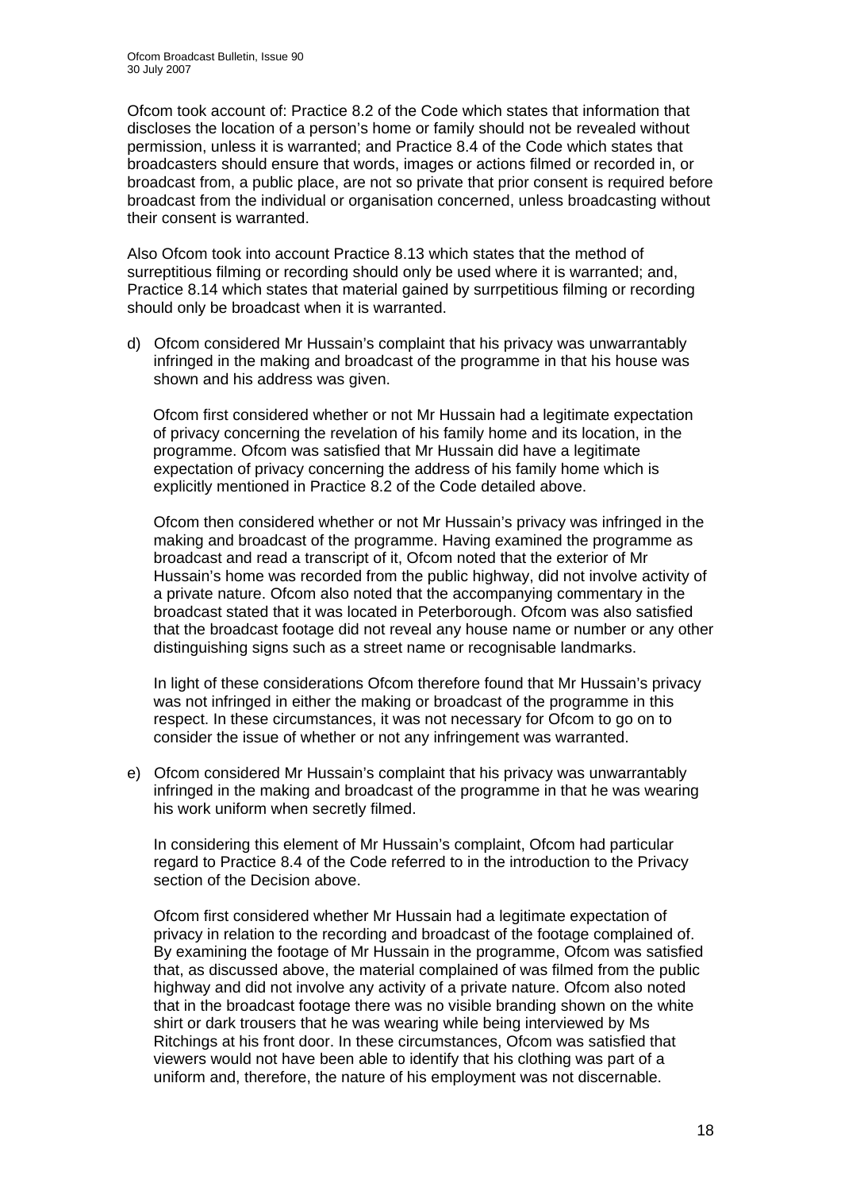Ofcom took account of: Practice 8.2 of the Code which states that information that discloses the location of a person's home or family should not be revealed without permission, unless it is warranted; and Practice 8.4 of the Code which states that broadcasters should ensure that words, images or actions filmed or recorded in, or broadcast from, a public place, are not so private that prior consent is required before broadcast from the individual or organisation concerned, unless broadcasting without their consent is warranted.

Also Ofcom took into account Practice 8.13 which states that the method of surreptitious filming or recording should only be used where it is warranted; and, Practice 8.14 which states that material gained by surrpetitious filming or recording should only be broadcast when it is warranted.

d) Ofcom considered Mr Hussain's complaint that his privacy was unwarrantably infringed in the making and broadcast of the programme in that his house was shown and his address was given.

   Ofcom first considered whether or not Mr Hussain had a legitimate expectation of privacy concerning the revelation of his family home and its location, in the programme. Ofcom was satisfied that Mr Hussain did have a legitimate expectation of privacy concerning the address of his family home which is explicitly mentioned in Practice 8.2 of the Code detailed above.

   Ofcom then considered whether or not Mr Hussain's privacy was infringed in the making and broadcast of the programme. Having examined the programme as broadcast and read a transcript of it, Ofcom noted that the exterior of Mr Hussain's home was recorded from the public highway, did not involve activity of a private nature. Ofcom also noted that the accompanying commentary in the broadcast stated that it was located in Peterborough. Ofcom was also satisfied that the broadcast footage did not reveal any house name or number or any other distinguishing signs such as a street name or recognisable landmarks.

   In light of these considerations Ofcom therefore found that Mr Hussain's privacy was not infringed in either the making or broadcast of the programme in this respect. In these circumstances, it was not necessary for Ofcom to go on to consider the issue of whether or not any infringement was warranted.

e) Ofcom considered Mr Hussain's complaint that his privacy was unwarrantably infringed in the making and broadcast of the programme in that he was wearing his work uniform when secretly filmed.

   In considering this element of Mr Hussain's complaint, Ofcom had particular regard to Practice 8.4 of the Code referred to in the introduction to the Privacy section of the Decision above.

   Ofcom first considered whether Mr Hussain had a legitimate expectation of privacy in relation to the recording and broadcast of the footage complained of. By examining the footage of Mr Hussain in the programme, Ofcom was satisfied that, as discussed above, the material complained of was filmed from the public highway and did not involve any activity of a private nature. Ofcom also noted that in the broadcast footage there was no visible branding shown on the white shirt or dark trousers that he was wearing while being interviewed by Ms Ritchings at his front door. In these circumstances, Ofcom was satisfied that viewers would not have been able to identify that his clothing was part of a uniform and, therefore, the nature of his employment was not discernable.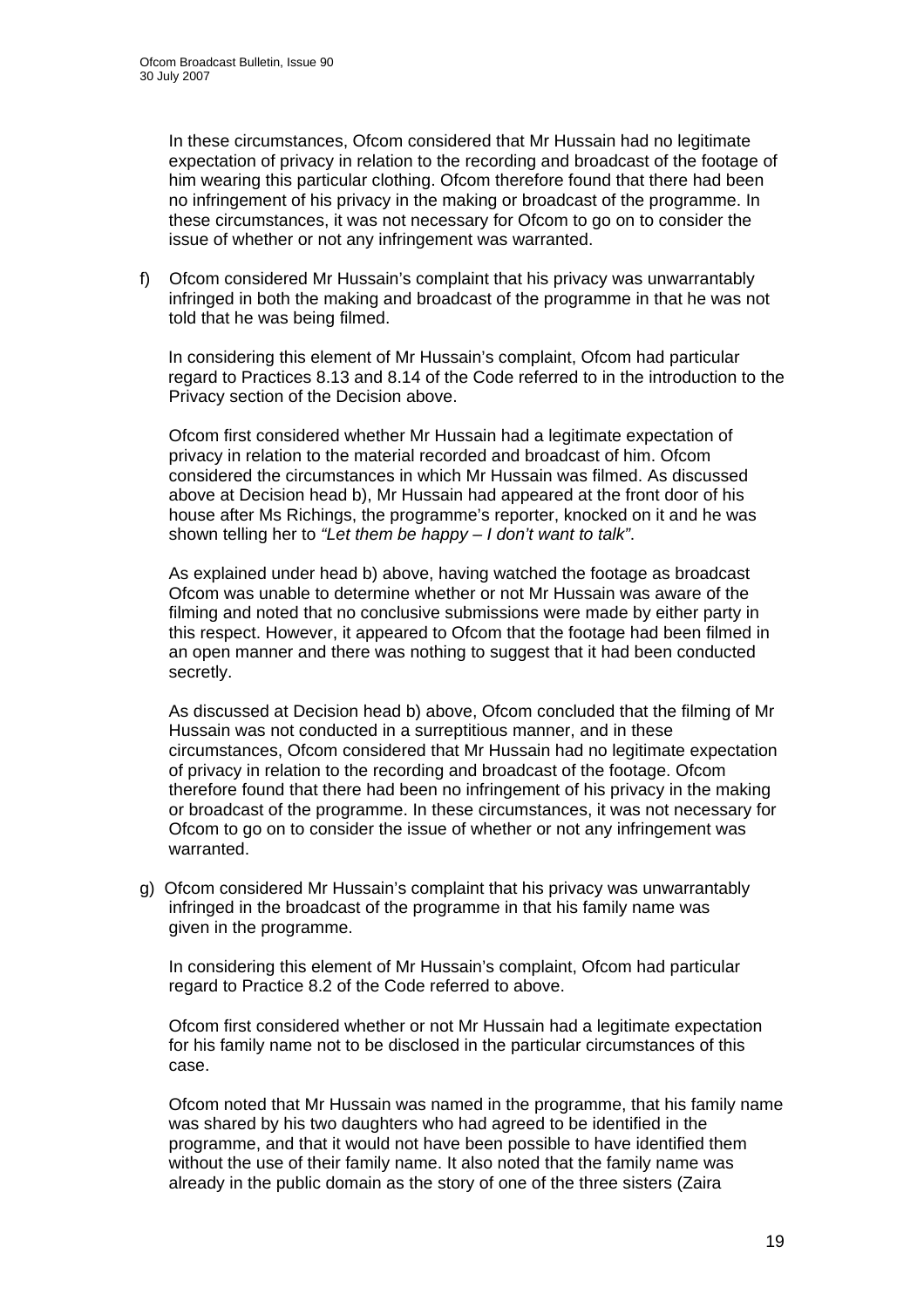In these circumstances, Ofcom considered that Mr Hussain had no legitimate expectation of privacy in relation to the recording and broadcast of the footage of him wearing this particular clothing. Ofcom therefore found that there had been no infringement of his privacy in the making or broadcast of the programme. In these circumstances, it was not necessary for Ofcom to go on to consider the issue of whether or not any infringement was warranted.

f) Ofcom considered Mr Hussain's complaint that his privacy was unwarrantably infringed in both the making and broadcast of the programme in that he was not told that he was being filmed.

   In considering this element of Mr Hussain's complaint, Ofcom had particular regard to Practices 8.13 and 8.14 of the Code referred to in the introduction to the Privacy section of the Decision above.

   Ofcom first considered whether Mr Hussain had a legitimate expectation of privacy in relation to the material recorded and broadcast of him. Ofcom considered the circumstances in which Mr Hussain was filmed. As discussed above at Decision head b), Mr Hussain had appeared at the front door of his house after Ms Richings, the programme's reporter, knocked on it and he was shown telling her to *"Let them be happy – I don't want to talk"*.

   As explained under head b) above, having watched the footage as broadcast Ofcom was unable to determine whether or not Mr Hussain was aware of the filming and noted that no conclusive submissions were made by either party in this respect. However, it appeared to Ofcom that the footage had been filmed in an open manner and there was nothing to suggest that it had been conducted secretly.

   As discussed at Decision head b) above, Ofcom concluded that the filming of Mr Hussain was not conducted in a surreptitious manner, and in these circumstances, Ofcom considered that Mr Hussain had no legitimate expectation of privacy in relation to the recording and broadcast of the footage. Ofcom therefore found that there had been no infringement of his privacy in the making or broadcast of the programme. In these circumstances, it was not necessary for Ofcom to go on to consider the issue of whether or not any infringement was warranted.

g) Ofcom considered Mr Hussain's complaint that his privacy was unwarrantably infringed in the broadcast of the programme in that his family name was given in the programme.

   In considering this element of Mr Hussain's complaint, Ofcom had particular regard to Practice 8.2 of the Code referred to above.

   Ofcom first considered whether or not Mr Hussain had a legitimate expectation for his family name not to be disclosed in the particular circumstances of this case.

   Ofcom noted that Mr Hussain was named in the programme, that his family name was shared by his two daughters who had agreed to be identified in the programme, and that it would not have been possible to have identified them without the use of their family name. It also noted that the family name was already in the public domain as the story of one of the three sisters (Zaira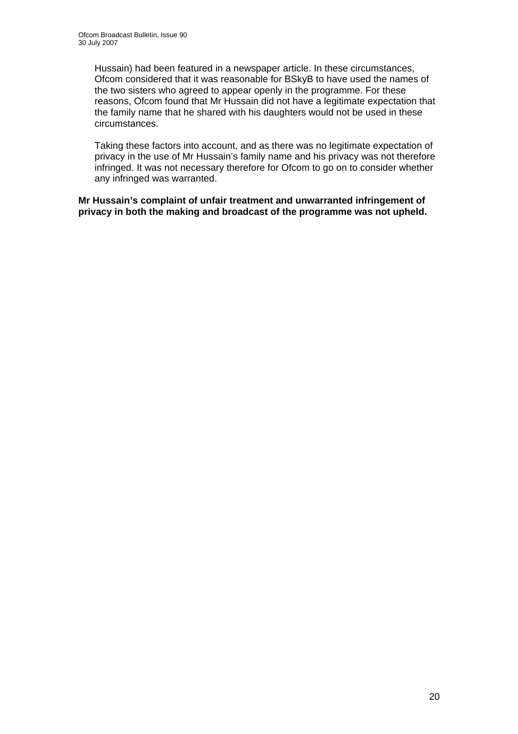Hussain) had been featured in a newspaper article. In these circumstances, Ofcom considered that it was reasonable for BSkyB to have used the names of the two sisters who agreed to appear openly in the programme. For these reasons, Ofcom found that Mr Hussain did not have a legitimate expectation that the family name that he shared with his daughters would not be used in these circumstances.

Taking these factors into account, and as there was no legitimate expectation of privacy in the use of Mr Hussain's family name and his privacy was not therefore infringed. It was not necessary therefore for Ofcom to go on to consider whether any infringed was warranted.

**Mr Hussain's complaint of unfair treatment and unwarranted infringement of privacy in both the making and broadcast of the programme was not upheld.**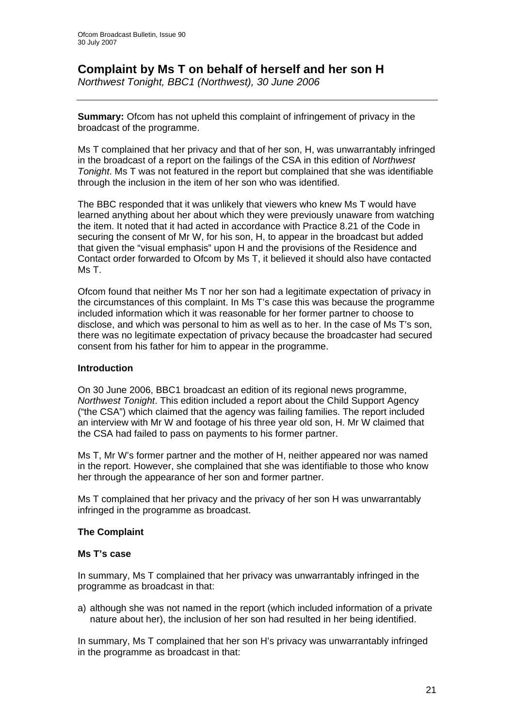# Complaint by Ms T on behalf of herself and her son H

*Northwest Tonight, BBC1 (Northwest), 30 June 2006*

**Summary:** Ofcom has not upheld this complaint of infringement of privacy in the broadcast of the programme.

Ms T complained that her privacy and that of her son, H, was unwarrantably infringed in the broadcast of a report on the failings of the CSA in this edition of *Northwest Tonight*. Ms T was not featured in the report but complained that she was identifiable through the inclusion in the item of her son who was identified.

The BBC responded that it was unlikely that viewers who knew Ms T would have learned anything about her about which they were previously unaware from watching the item. It noted that it had acted in accordance with Practice 8.21 of the Code in securing the consent of Mr W, for his son, H, to appear in the broadcast but added that given the "visual emphasis" upon H and the provisions of the Residence and Contact order forwarded to Ofcom by Ms T, it believed it should also have contacted Ms T.

Ofcom found that neither Ms T nor her son had a legitimate expectation of privacy in the circumstances of this complaint. In Ms T's case this was because the programme included information which it was reasonable for her former partner to choose to disclose, and which was personal to him as well as to her. In the case of Ms T's son, there was no legitimate expectation of privacy because the broadcaster had secured consent from his father for him to appear in the programme.

### Introduction

On 30 June 2006, BBC1 broadcast an edition of its regional news programme, *Northwest Tonight*. This edition included a report about the Child Support Agency ("the CSA") which claimed that the agency was failing families. The report included an interview with Mr W and footage of his three year old son, H. Mr W claimed that the CSA had failed to pass on payments to his former partner.

Ms T, Mr W's former partner and the mother of H, neither appeared nor was named in the report. However, she complained that she was identifiable to those who know her through the appearance of her son and former partner.

Ms T complained that her privacy and the privacy of her son H was unwarrantably infringed in the programme as broadcast.

### The Complaint

#### Ms T's case

In summary, Ms T complained that her privacy was unwarrantably infringed in the programme as broadcast in that:

a) although she was not named in the report (which included information of a private nature about her), the inclusion of her son had resulted in her being identified.

In summary, Ms T complained that her son H's privacy was unwarrantably infringed in the programme as broadcast in that: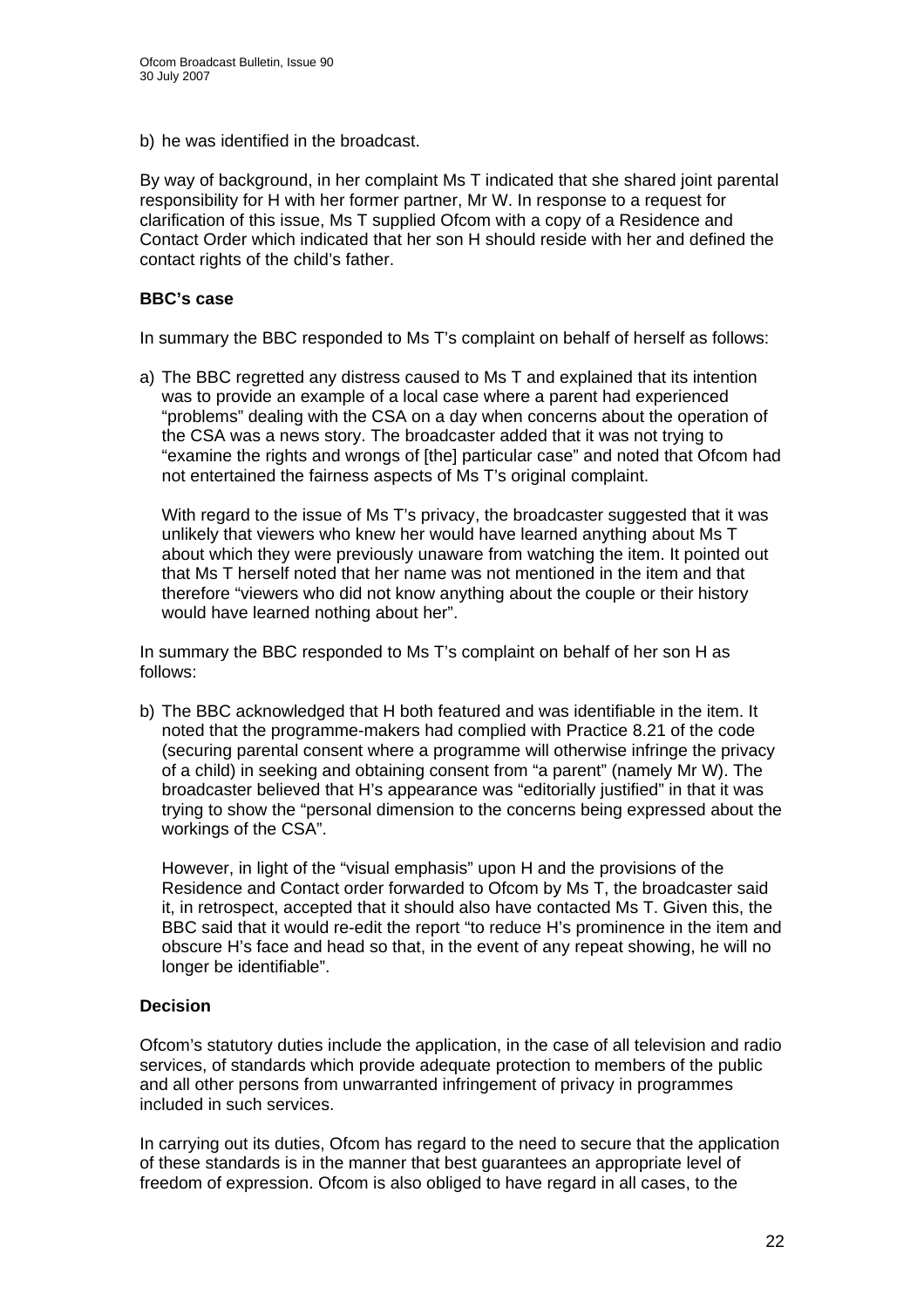b) he was identified in the broadcast.

By way of background, in her complaint Ms T indicated that she shared joint parental responsibility for H with her former partner, Mr W. In response to a request for clarification of this issue, Ms T supplied Ofcom with a copy of a Residence and Contact Order which indicated that her son H should reside with her and defined the contact rights of the child's father.

**BBC's case**

In summary the BBC responded to Ms T's complaint on behalf of herself as follows:

a) The BBC regretted any distress caused to Ms T and explained that its intention was to provide an example of a local case where a parent had experienced "problems" dealing with the CSA on a day when concerns about the operation of the CSA was a news story. The broadcaster added that it was not trying to "examine the rights and wrongs of [the] particular case" and noted that Ofcom had not entertained the fairness aspects of Ms T's original complaint.

   With regard to the issue of Ms T's privacy, the broadcaster suggested that it was unlikely that viewers who knew her would have learned anything about Ms T about which they were previously unaware from watching the item. It pointed out that Ms T herself noted that her name was not mentioned in the item and that therefore "viewers who did not know anything about the couple or their history would have learned nothing about her".

In summary the BBC responded to Ms T's complaint on behalf of her son H as follows:

b) The BBC acknowledged that H both featured and was identifiable in the item. It noted that the programme-makers had complied with Practice 8.21 of the code (securing parental consent where a programme will otherwise infringe the privacy of a child) in seeking and obtaining consent from "a parent" (namely Mr W). The broadcaster believed that H's appearance was "editorially justified" in that it was trying to show the "personal dimension to the concerns being expressed about the workings of the CSA".

   However, in light of the "visual emphasis" upon H and the provisions of the Residence and Contact order forwarded to Ofcom by Ms T, the broadcaster said it, in retrospect, accepted that it should also have contacted Ms T. Given this, the BBC said that it would re-edit the report "to reduce H's prominence in the item and obscure H's face and head so that, in the event of any repeat showing, he will no longer be identifiable".

**Decision**

Ofcom's statutory duties include the application, in the case of all television and radio services, of standards which provide adequate protection to members of the public and all other persons from unwarranted infringement of privacy in programmes included in such services.

In carrying out its duties, Ofcom has regard to the need to secure that the application of these standards is in the manner that best guarantees an appropriate level of freedom of expression. Ofcom is also obliged to have regard in all cases, to the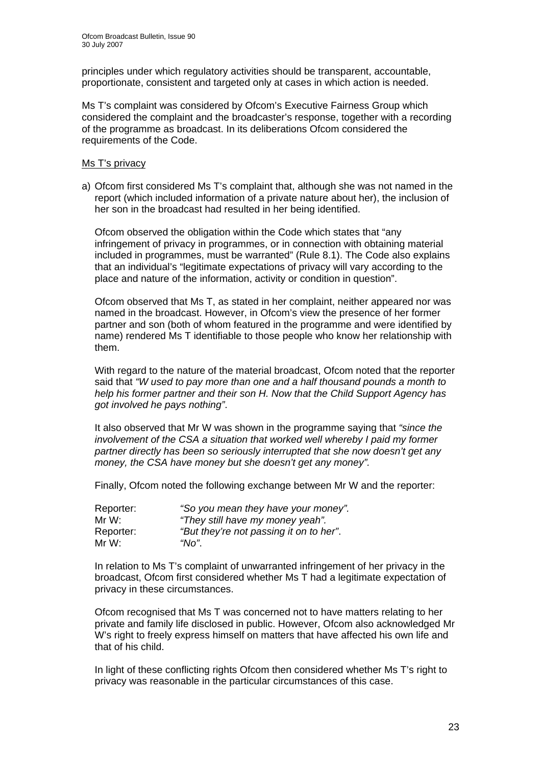principles under which regulatory activities should be transparent, accountable, proportionate, consistent and targeted only at cases in which action is needed.

Ms T's complaint was considered by Ofcom's Executive Fairness Group which considered the complaint and the broadcaster's response, together with a recording of the programme as broadcast. In its deliberations Ofcom considered the requirements of the Code.

Ms T's privacy

a) Ofcom first considered Ms T's complaint that, although she was not named in the report (which included information of a private nature about her), the inclusion of her son in the broadcast had resulted in her being identified.

   Ofcom observed the obligation within the Code which states that "any infringement of privacy in programmes, or in connection with obtaining material included in programmes, must be warranted" (Rule 8.1). The Code also explains that an individual's "legitimate expectations of privacy will vary according to the place and nature of the information, activity or condition in question".

   Ofcom observed that Ms T, as stated in her complaint, neither appeared nor was named in the broadcast. However, in Ofcom's view the presence of her former partner and son (both of whom featured in the programme and were identified by name) rendered Ms T identifiable to those people who know her relationship with them.

   With regard to the nature of the material broadcast, Ofcom noted that the reporter said that *"W used to pay more than one and a half thousand pounds a month to help his former partner and their son H. Now that the Child Support Agency has got involved he pays nothing"*.

   It also observed that Mr W was shown in the programme saying that *"since the involvement of the CSA a situation that worked well whereby I paid my former partner directly has been so seriously interrupted that she now doesn't get any money, the CSA have money but she doesn't get any money"*.

   Finally, Ofcom noted the following exchange between Mr W and the reporter:

   | | |
   |---|---|
   | Reporter: | *"So you mean they have your money".* |
   | Mr W: | *"They still have my money yeah".* |
   | Reporter: | *"But they're not passing it on to her"*. |
   | Mr W: | *"No"*. |

   In relation to Ms T's complaint of unwarranted infringement of her privacy in the broadcast, Ofcom first considered whether Ms T had a legitimate expectation of privacy in these circumstances.

   Ofcom recognised that Ms T was concerned not to have matters relating to her private and family life disclosed in public. However, Ofcom also acknowledged Mr W's right to freely express himself on matters that have affected his own life and that of his child.

   In light of these conflicting rights Ofcom then considered whether Ms T's right to privacy was reasonable in the particular circumstances of this case.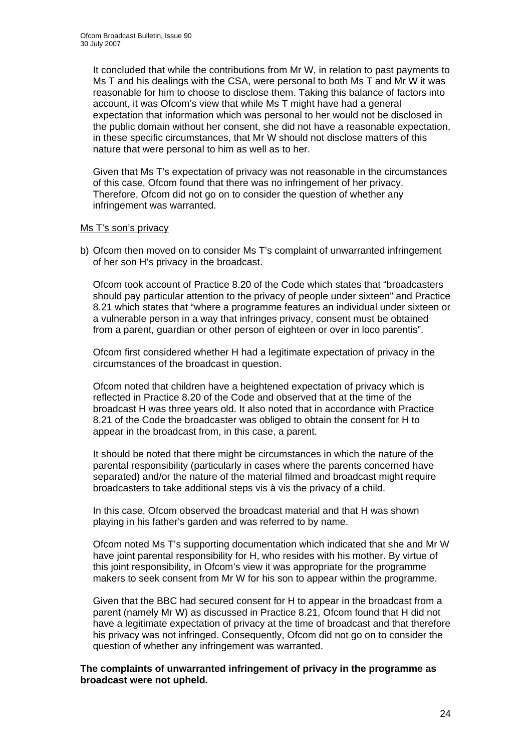It concluded that while the contributions from Mr W, in relation to past payments to Ms T and his dealings with the CSA, were personal to both Ms T and Mr W it was reasonable for him to choose to disclose them. Taking this balance of factors into account, it was Ofcom's view that while Ms T might have had a general expectation that information which was personal to her would not be disclosed in the public domain without her consent, she did not have a reasonable expectation, in these specific circumstances, that Mr W should not disclose matters of this nature that were personal to him as well as to her.

Given that Ms T's expectation of privacy was not reasonable in the circumstances of this case, Ofcom found that there was no infringement of her privacy. Therefore, Ofcom did not go on to consider the question of whether any infringement was warranted.

Ms T's son's privacy

b) Ofcom then moved on to consider Ms T's complaint of unwarranted infringement of her son H's privacy in the broadcast.

Ofcom took account of Practice 8.20 of the Code which states that "broadcasters should pay particular attention to the privacy of people under sixteen" and Practice 8.21 which states that "where a programme features an individual under sixteen or a vulnerable person in a way that infringes privacy, consent must be obtained from a parent, guardian or other person of eighteen or over in loco parentis".

Ofcom first considered whether H had a legitimate expectation of privacy in the circumstances of the broadcast in question.

Ofcom noted that children have a heightened expectation of privacy which is reflected in Practice 8.20 of the Code and observed that at the time of the broadcast H was three years old. It also noted that in accordance with Practice 8.21 of the Code the broadcaster was obliged to obtain the consent for H to appear in the broadcast from, in this case, a parent.

It should be noted that there might be circumstances in which the nature of the parental responsibility (particularly in cases where the parents concerned have separated) and/or the nature of the material filmed and broadcast might require broadcasters to take additional steps vis à vis the privacy of a child.

In this case, Ofcom observed the broadcast material and that H was shown playing in his father's garden and was referred to by name.

Ofcom noted Ms T's supporting documentation which indicated that she and Mr W have joint parental responsibility for H, who resides with his mother. By virtue of this joint responsibility, in Ofcom's view it was appropriate for the programme makers to seek consent from Mr W for his son to appear within the programme.

Given that the BBC had secured consent for H to appear in the broadcast from a parent (namely Mr W) as discussed in Practice 8.21, Ofcom found that H did not have a legitimate expectation of privacy at the time of broadcast and that therefore his privacy was not infringed. Consequently, Ofcom did not go on to consider the question of whether any infringement was warranted.

**The complaints of unwarranted infringement of privacy in the programme as broadcast were not upheld.**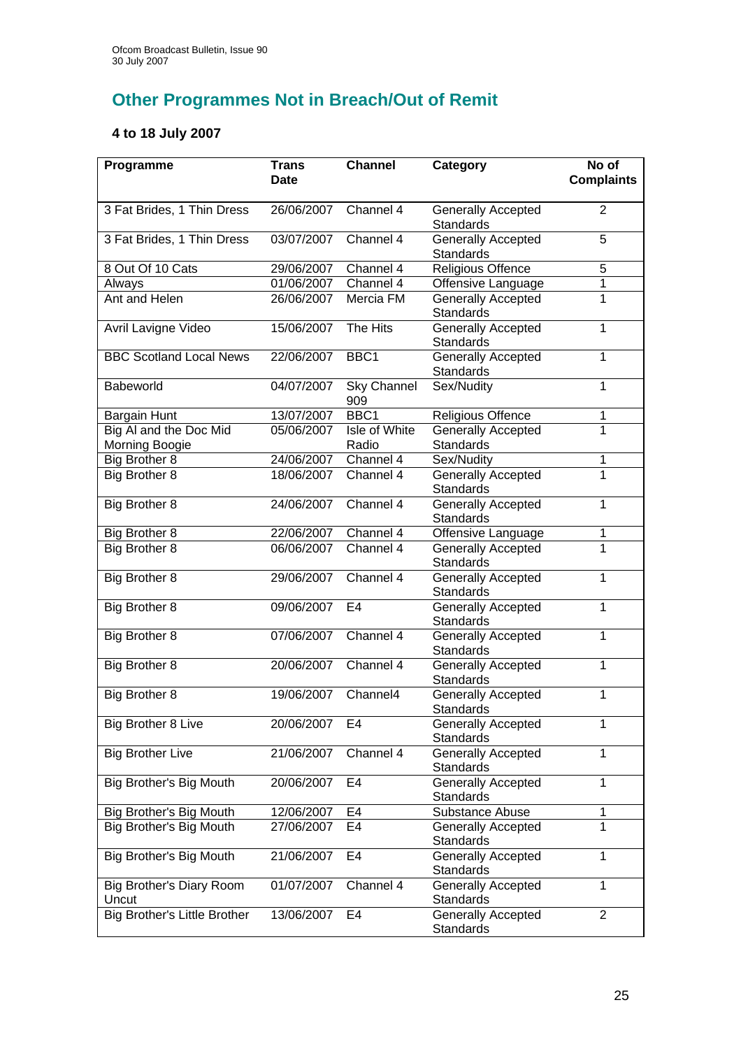## Other Programmes Not in Breach/Out of Remit

### 4 to 18 July 2007

| Programme | Trans Date | Channel | Category | No of Complaints |
|---|---|---|---|---|
| 3 Fat Brides, 1 Thin Dress | 26/06/2007 | Channel 4 | Generally Accepted Standards | 2 |
| 3 Fat Brides, 1 Thin Dress | 03/07/2007 | Channel 4 | Generally Accepted Standards | 5 |
| 8 Out Of 10 Cats | 29/06/2007 | Channel 4 | Religious Offence | 5 |
| Always | 01/06/2007 | Channel 4 | Offensive Language | 1 |
| Ant and Helen | 26/06/2007 | Mercia FM | Generally Accepted Standards | 1 |
| Avril Lavigne Video | 15/06/2007 | The Hits | Generally Accepted Standards | 1 |
| BBC Scotland Local News | 22/06/2007 | BBC1 | Generally Accepted Standards | 1 |
| Babeworld | 04/07/2007 | Sky Channel 909 | Sex/Nudity | 1 |
| Bargain Hunt | 13/07/2007 | BBC1 | Religious Offence | 1 |
| Big Al and the Doc Mid Morning Boogie | 05/06/2007 | Isle of White Radio | Generally Accepted Standards | 1 |
| Big Brother 8 | 24/06/2007 | Channel 4 | Sex/Nudity | 1 |
| Big Brother 8 | 18/06/2007 | Channel 4 | Generally Accepted Standards | 1 |
| Big Brother 8 | 24/06/2007 | Channel 4 | Generally Accepted Standards | 1 |
| Big Brother 8 | 22/06/2007 | Channel 4 | Offensive Language | 1 |
| Big Brother 8 | 06/06/2007 | Channel 4 | Generally Accepted Standards | 1 |
| Big Brother 8 | 29/06/2007 | Channel 4 | Generally Accepted Standards | 1 |
| Big Brother 8 | 09/06/2007 | E4 | Generally Accepted Standards | 1 |
| Big Brother 8 | 07/06/2007 | Channel 4 | Generally Accepted Standards | 1 |
| Big Brother 8 | 20/06/2007 | Channel 4 | Generally Accepted Standards | 1 |
| Big Brother 8 | 19/06/2007 | Channel4 | Generally Accepted Standards | 1 |
| Big Brother 8 Live | 20/06/2007 | E4 | Generally Accepted Standards | 1 |
| Big Brother Live | 21/06/2007 | Channel 4 | Generally Accepted Standards | 1 |
| Big Brother's Big Mouth | 20/06/2007 | E4 | Generally Accepted Standards | 1 |
| Big Brother's Big Mouth | 12/06/2007 | E4 | Substance Abuse | 1 |
| Big Brother's Big Mouth | 27/06/2007 | E4 | Generally Accepted Standards | 1 |
| Big Brother's Big Mouth | 21/06/2007 | E4 | Generally Accepted Standards | 1 |
| Big Brother's Diary Room Uncut | 01/07/2007 | Channel 4 | Generally Accepted Standards | 1 |
| Big Brother's Little Brother | 13/06/2007 | E4 | Generally Accepted Standards | 2 |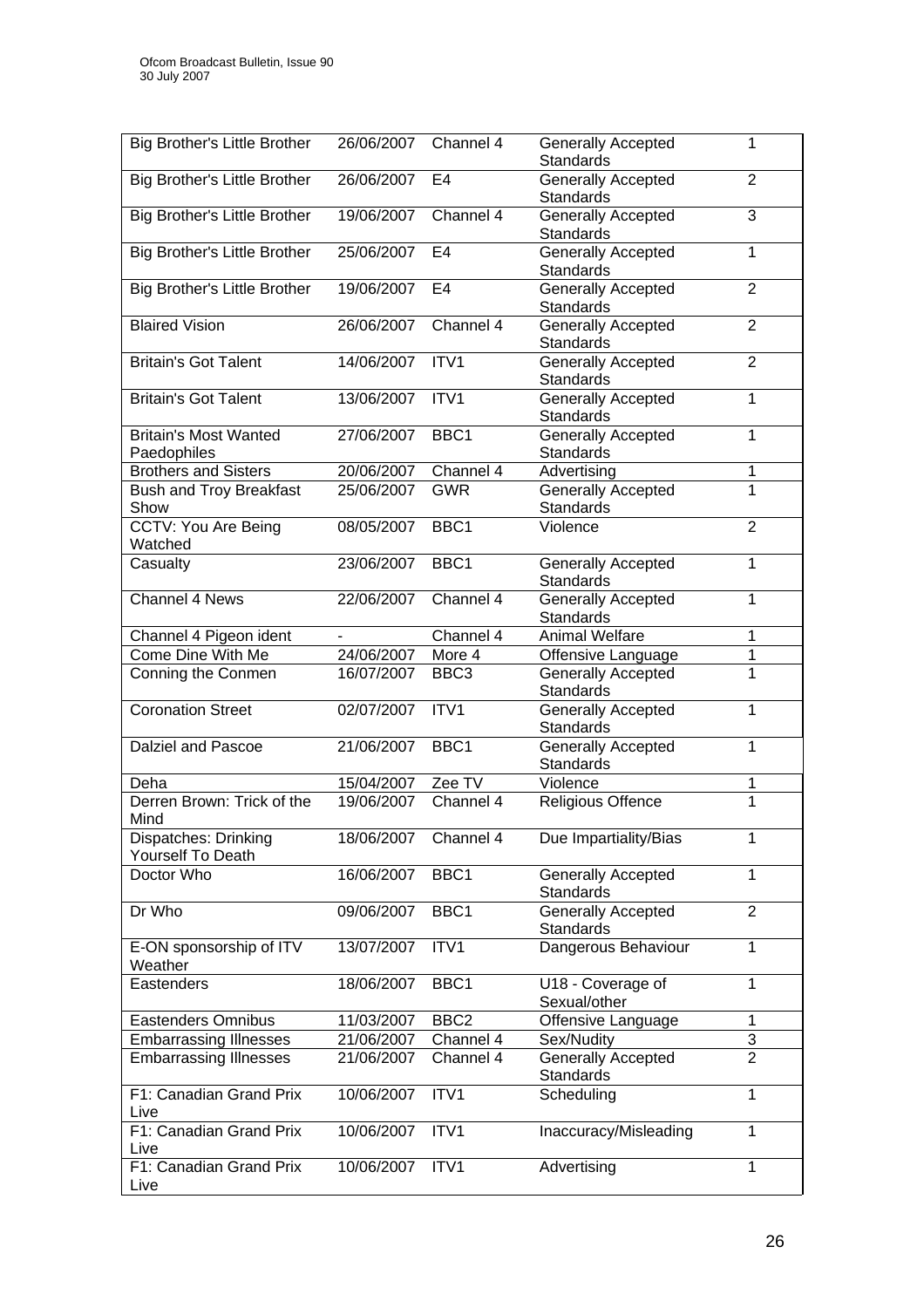| Big Brother's Little Brother | 26/06/2007 | Channel 4 | Generally Accepted Standards | 1 |
|---|---|---|---|---|
| Big Brother's Little Brother | 26/06/2007 | E4 | Generally Accepted Standards | 2 |
| Big Brother's Little Brother | 19/06/2007 | Channel 4 | Generally Accepted Standards | 3 |
| Big Brother's Little Brother | 25/06/2007 | E4 | Generally Accepted Standards | 1 |
| Big Brother's Little Brother | 19/06/2007 | E4 | Generally Accepted Standards | 2 |
| Blaired Vision | 26/06/2007 | Channel 4 | Generally Accepted Standards | 2 |
| Britain's Got Talent | 14/06/2007 | ITV1 | Generally Accepted Standards | 2 |
| Britain's Got Talent | 13/06/2007 | ITV1 | Generally Accepted Standards | 1 |
| Britain's Most Wanted Paedophiles | 27/06/2007 | BBC1 | Generally Accepted Standards | 1 |
| Brothers and Sisters | 20/06/2007 | Channel 4 | Advertising | 1 |
| Bush and Troy Breakfast Show | 25/06/2007 | GWR | Generally Accepted Standards | 1 |
| CCTV: You Are Being Watched | 08/05/2007 | BBC1 | Violence | 2 |
| Casualty | 23/06/2007 | BBC1 | Generally Accepted Standards | 1 |
| Channel 4 News | 22/06/2007 | Channel 4 | Generally Accepted Standards | 1 |
| Channel 4 Pigeon ident | - | Channel 4 | Animal Welfare | 1 |
| Come Dine With Me | 24/06/2007 | More 4 | Offensive Language | 1 |
| Conning the Conmen | 16/07/2007 | BBC3 | Generally Accepted Standards | 1 |
| Coronation Street | 02/07/2007 | ITV1 | Generally Accepted Standards | 1 |
| Dalziel and Pascoe | 21/06/2007 | BBC1 | Generally Accepted Standards | 1 |
| Deha | 15/04/2007 | Zee TV | Violence | 1 |
| Derren Brown: Trick of the Mind | 19/06/2007 | Channel 4 | Religious Offence | 1 |
| Dispatches: Drinking Yourself To Death | 18/06/2007 | Channel 4 | Due Impartiality/Bias | 1 |
| Doctor Who | 16/06/2007 | BBC1 | Generally Accepted Standards | 1 |
| Dr Who | 09/06/2007 | BBC1 | Generally Accepted Standards | 2 |
| E-ON sponsorship of ITV Weather | 13/07/2007 | ITV1 | Dangerous Behaviour | 1 |
| Eastenders | 18/06/2007 | BBC1 | U18 - Coverage of Sexual/other | 1 |
| Eastenders Omnibus | 11/03/2007 | BBC2 | Offensive Language | 1 |
| Embarrassing Illnesses | 21/06/2007 | Channel 4 | Sex/Nudity | 3 |
| Embarrassing Illnesses | 21/06/2007 | Channel 4 | Generally Accepted Standards | 2 |
| F1: Canadian Grand Prix Live | 10/06/2007 | ITV1 | Scheduling | 1 |
| F1: Canadian Grand Prix Live | 10/06/2007 | ITV1 | Inaccuracy/Misleading | 1 |
| F1: Canadian Grand Prix Live | 10/06/2007 | ITV1 | Advertising | 1 |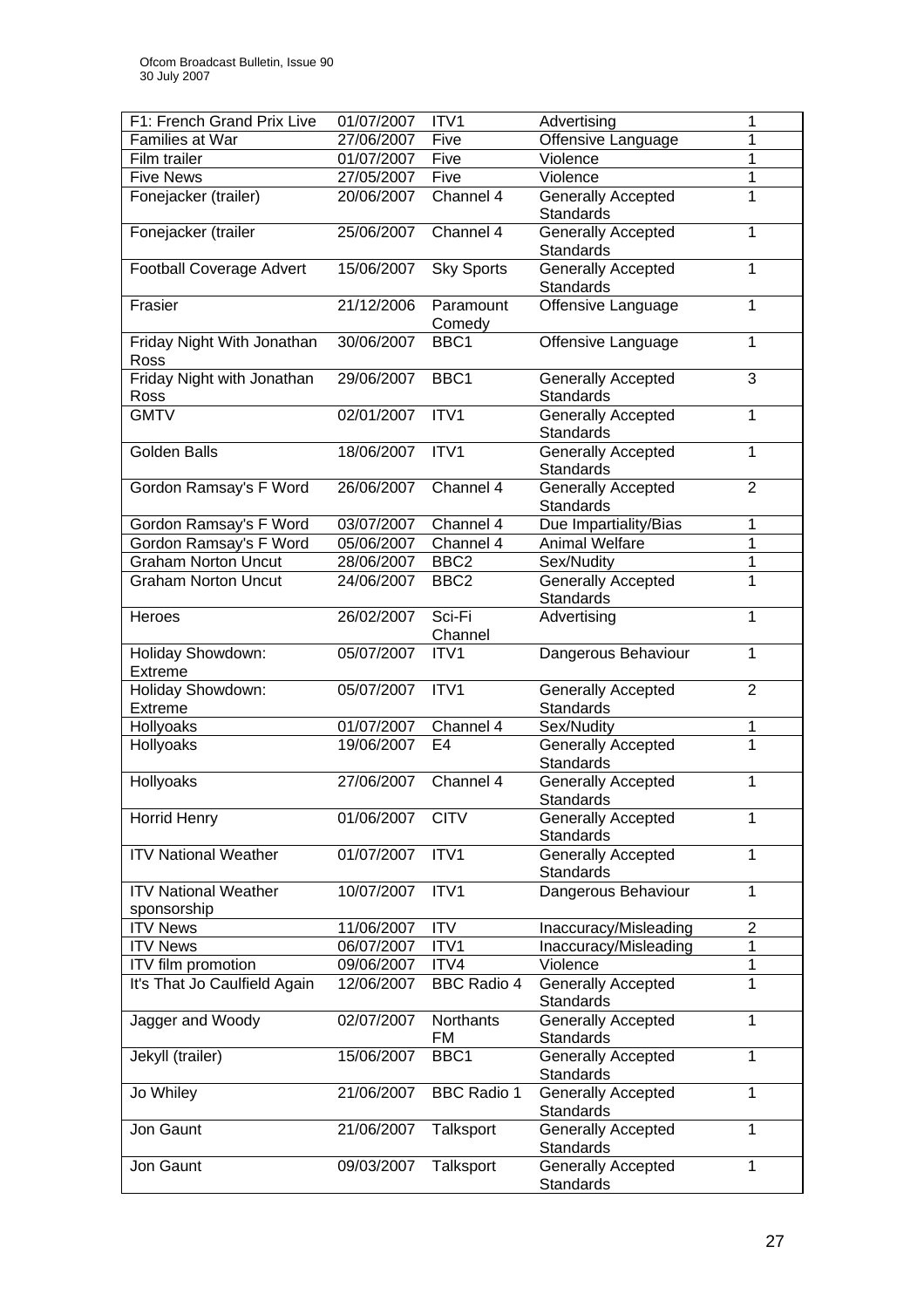| F1: French Grand Prix Live | 01/07/2007 | ITV1 | Advertising | 1 |
|---|---|---|---|---|
| Families at War | 27/06/2007 | Five | Offensive Language | 1 |
| Film trailer | 01/07/2007 | Five | Violence | 1 |
| Five News | 27/05/2007 | Five | Violence | 1 |
| Fonejacker (trailer) | 20/06/2007 | Channel 4 | Generally Accepted Standards | 1 |
| Fonejacker (trailer | 25/06/2007 | Channel 4 | Generally Accepted Standards | 1 |
| Football Coverage Advert | 15/06/2007 | Sky Sports | Generally Accepted Standards | 1 |
| Frasier | 21/12/2006 | Paramount Comedy | Offensive Language | 1 |
| Friday Night With Jonathan Ross | 30/06/2007 | BBC1 | Offensive Language | 1 |
| Friday Night with Jonathan Ross | 29/06/2007 | BBC1 | Generally Accepted Standards | 3 |
| GMTV | 02/01/2007 | ITV1 | Generally Accepted Standards | 1 |
| Golden Balls | 18/06/2007 | ITV1 | Generally Accepted Standards | 1 |
| Gordon Ramsay's F Word | 26/06/2007 | Channel 4 | Generally Accepted Standards | 2 |
| Gordon Ramsay's F Word | 03/07/2007 | Channel 4 | Due Impartiality/Bias | 1 |
| Gordon Ramsay's F Word | 05/07/2007 | Channel 4 | Animal Welfare | 1 |
| Graham Norton Uncut | 28/06/2007 | BBC2 | Sex/Nudity | 1 |
| Graham Norton Uncut | 24/06/2007 | BBC2 | Generally Accepted Standards | 1 |
| Heroes | 26/02/2007 | Sci-Fi Channel | Advertising | 1 |
| Holiday Showdown: Extreme | 05/07/2007 | ITV1 | Dangerous Behaviour | 1 |
| Holiday Showdown: Extreme | 05/07/2007 | ITV1 | Generally Accepted Standards | 2 |
| Hollyoaks | 01/07/2007 | Channel 4 | Sex/Nudity | 1 |
| Hollyoaks | 19/06/2007 | E4 | Generally Accepted Standards | 1 |
| Hollyoaks | 27/06/2007 | Channel 4 | Generally Accepted Standards | 1 |
| Horrid Henry | 01/06/2007 | CITV | Generally Accepted Standards | 1 |
| ITV National Weather | 01/07/2007 | ITV1 | Generally Accepted Standards | 1 |
| ITV National Weather sponsorship | 10/07/2007 | ITV1 | Dangerous Behaviour | 1 |
| ITV News | 11/06/2007 | ITV | Inaccuracy/Misleading | 2 |
| ITV News | 06/07/2007 | ITV1 | Inaccuracy/Misleading | 1 |
| ITV film promotion | 09/06/2007 | ITV4 | Violence | 1 |
| It's That Jo Caulfield Again | 12/06/2007 | BBC Radio 4 | Generally Accepted Standards | 1 |
| Jagger and Woody | 02/07/2007 | Northants FM | Generally Accepted Standards | 1 |
| Jekyll (trailer) | 15/06/2007 | BBC1 | Generally Accepted Standards | 1 |
| Jo Whiley | 21/06/2007 | BBC Radio 1 | Generally Accepted Standards | 1 |
| Jon Gaunt | 21/06/2007 | Talksport | Generally Accepted Standards | 1 |
| Jon Gaunt | 09/03/2007 | Talksport | Generally Accepted Standards | 1 |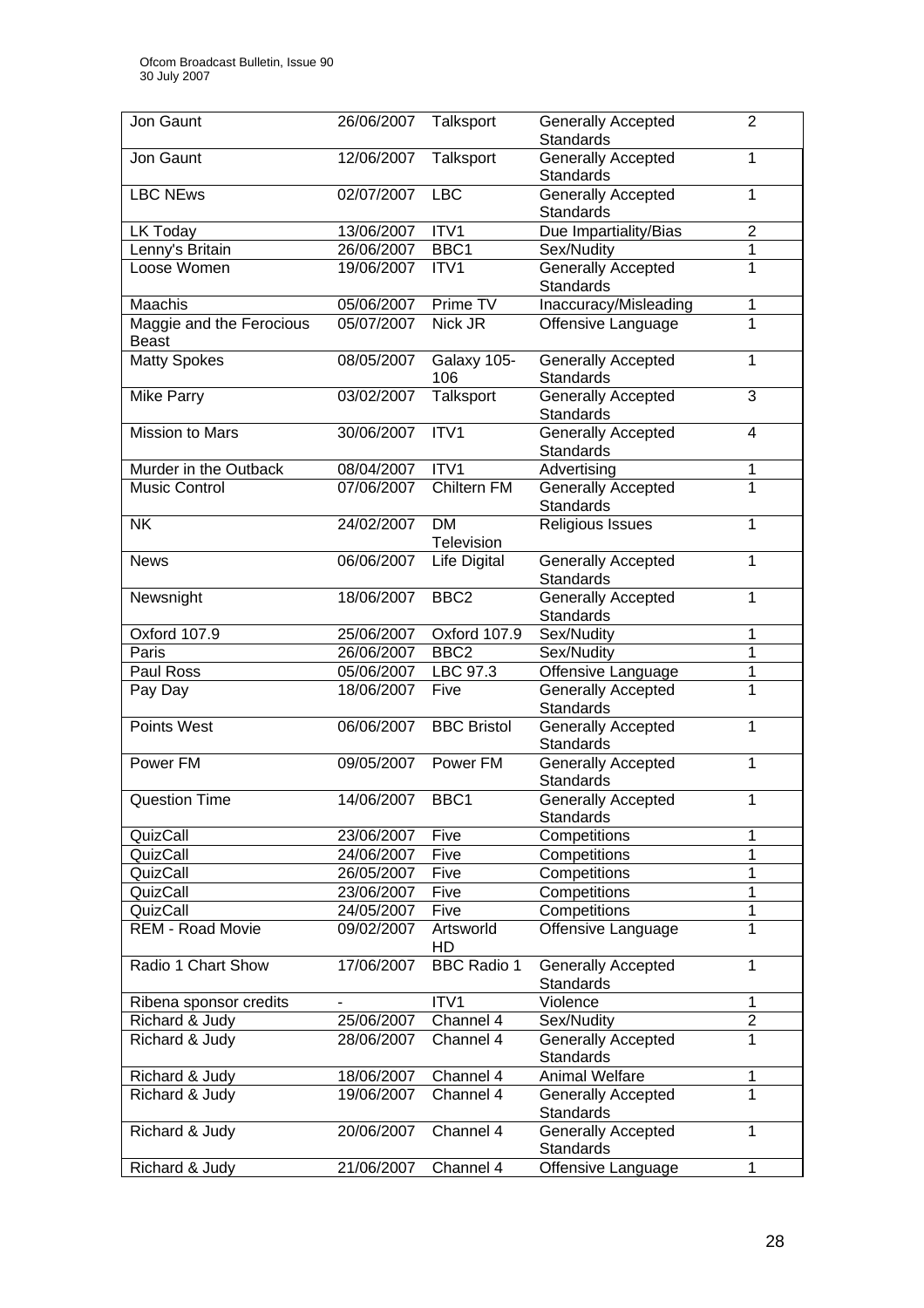| Jon Gaunt | 26/06/2007 | Talksport | Generally Accepted Standards | 2 |
|---|---|---|---|---|
| Jon Gaunt | 12/06/2007 | Talksport | Generally Accepted Standards | 1 |
| LBC NEws | 02/07/2007 | LBC | Generally Accepted Standards | 1 |
| LK Today | 13/06/2007 | ITV1 | Due Impartiality/Bias | 2 |
| Lenny's Britain | 26/06/2007 | BBC1 | Sex/Nudity | 1 |
| Loose Women | 19/06/2007 | ITV1 | Generally Accepted Standards | 1 |
| Maachis | 05/06/2007 | Prime TV | Inaccuracy/Misleading | 1 |
| Maggie and the Ferocious Beast | 05/07/2007 | Nick JR | Offensive Language | 1 |
| Matty Spokes | 08/05/2007 | Galaxy 105-106 | Generally Accepted Standards | 1 |
| Mike Parry | 03/02/2007 | Talksport | Generally Accepted Standards | 3 |
| Mission to Mars | 30/06/2007 | ITV1 | Generally Accepted Standards | 4 |
| Murder in the Outback | 08/04/2007 | ITV1 | Advertising | 1 |
| Music Control | 07/06/2007 | Chiltern FM | Generally Accepted Standards | 1 |
| NK | 24/02/2007 | DM Television | Religious Issues | 1 |
| News | 06/06/2007 | Life Digital | Generally Accepted Standards | 1 |
| Newsnight | 18/06/2007 | BBC2 | Generally Accepted Standards | 1 |
| Oxford 107.9 | 25/06/2007 | Oxford 107.9 | Sex/Nudity | 1 |
| Paris | 26/06/2007 | BBC2 | Sex/Nudity | 1 |
| Paul Ross | 05/06/2007 | LBC 97.3 | Offensive Language | 1 |
| Pay Day | 18/06/2007 | Five | Generally Accepted Standards | 1 |
| Points West | 06/06/2007 | BBC Bristol | Generally Accepted Standards | 1 |
| Power FM | 09/05/2007 | Power FM | Generally Accepted Standards | 1 |
| Question Time | 14/06/2007 | BBC1 | Generally Accepted Standards | 1 |
| QuizCall | 23/06/2007 | Five | Competitions | 1 |
| QuizCall | 24/06/2007 | Five | Competitions | 1 |
| QuizCall | 26/05/2007 | Five | Competitions | 1 |
| QuizCall | 23/06/2007 | Five | Competitions | 1 |
| QuizCall | 24/05/2007 | Five | Competitions | 1 |
| REM - Road Movie | 09/02/2007 | Artsworld HD | Offensive Language | 1 |
| Radio 1 Chart Show | 17/06/2007 | BBC Radio 1 | Generally Accepted Standards | 1 |
| Ribena sponsor credits | - | ITV1 | Violence | 1 |
| Richard & Judy | 25/06/2007 | Channel 4 | Sex/Nudity | 2 |
| Richard & Judy | 28/06/2007 | Channel 4 | Generally Accepted Standards | 1 |
| Richard & Judy | 18/06/2007 | Channel 4 | Animal Welfare | 1 |
| Richard & Judy | 19/06/2007 | Channel 4 | Generally Accepted Standards | 1 |
| Richard & Judy | 20/06/2007 | Channel 4 | Generally Accepted Standards | 1 |
| Richard & Judy | 21/06/2007 | Channel 4 | Offensive Language | 1 |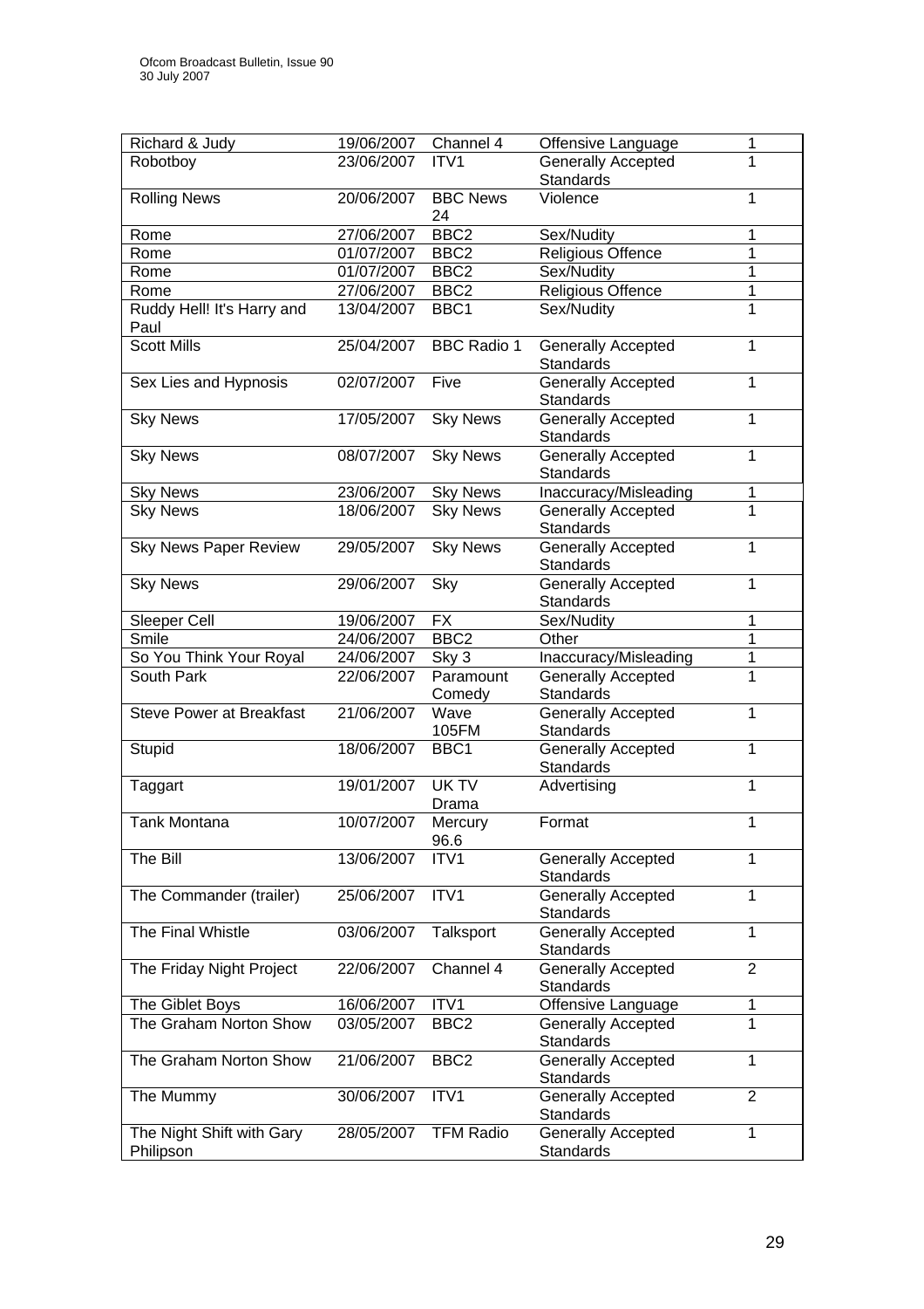| Richard & Judy | 19/06/2007 | Channel 4 | Offensive Language | 1 |
|---|---|---|---|---|
| Robotboy | 23/06/2007 | ITV1 | Generally Accepted Standards | 1 |
| Rolling News | 20/06/2007 | BBC News 24 | Violence | 1 |
| Rome | 27/06/2007 | BBC2 | Sex/Nudity | 1 |
| Rome | 01/07/2007 | BBC2 | Religious Offence | 1 |
| Rome | 01/07/2007 | BBC2 | Sex/Nudity | 1 |
| Rome | 27/06/2007 | BBC2 | Religious Offence | 1 |
| Ruddy Hell! It's Harry and Paul | 13/04/2007 | BBC1 | Sex/Nudity | 1 |
| Scott Mills | 25/04/2007 | BBC Radio 1 | Generally Accepted Standards | 1 |
| Sex Lies and Hypnosis | 02/07/2007 | Five | Generally Accepted Standards | 1 |
| Sky News | 17/05/2007 | Sky News | Generally Accepted Standards | 1 |
| Sky News | 08/07/2007 | Sky News | Generally Accepted Standards | 1 |
| Sky News | 23/06/2007 | Sky News | Inaccuracy/Misleading | 1 |
| Sky News | 18/06/2007 | Sky News | Generally Accepted Standards | 1 |
| Sky News Paper Review | 29/05/2007 | Sky News | Generally Accepted Standards | 1 |
| Sky News | 29/06/2007 | Sky | Generally Accepted Standards | 1 |
| Sleeper Cell | 19/06/2007 | FX | Sex/Nudity | 1 |
| Smile | 24/06/2007 | BBC2 | Other | 1 |
| So You Think Your Royal | 24/06/2007 | Sky 3 | Inaccuracy/Misleading | 1 |
| South Park | 22/06/2007 | Paramount Comedy | Generally Accepted Standards | 1 |
| Steve Power at Breakfast | 21/06/2007 | Wave 105FM | Generally Accepted Standards | 1 |
| Stupid | 18/06/2007 | BBC1 | Generally Accepted Standards | 1 |
| Taggart | 19/01/2007 | UK TV Drama | Advertising | 1 |
| Tank Montana | 10/07/2007 | Mercury 96.6 | Format | 1 |
| The Bill | 13/06/2007 | ITV1 | Generally Accepted Standards | 1 |
| The Commander (trailer) | 25/06/2007 | ITV1 | Generally Accepted Standards | 1 |
| The Final Whistle | 03/06/2007 | Talksport | Generally Accepted Standards | 1 |
| The Friday Night Project | 22/06/2007 | Channel 4 | Generally Accepted Standards | 2 |
| The Giblet Boys | 16/06/2007 | ITV1 | Offensive Language | 1 |
| The Graham Norton Show | 03/05/2007 | BBC2 | Generally Accepted Standards | 1 |
| The Graham Norton Show | 21/06/2007 | BBC2 | Generally Accepted Standards | 1 |
| The Mummy | 30/06/2007 | ITV1 | Generally Accepted Standards | 2 |
| The Night Shift with Gary Philipson | 28/05/2007 | TFM Radio | Generally Accepted Standards | 1 |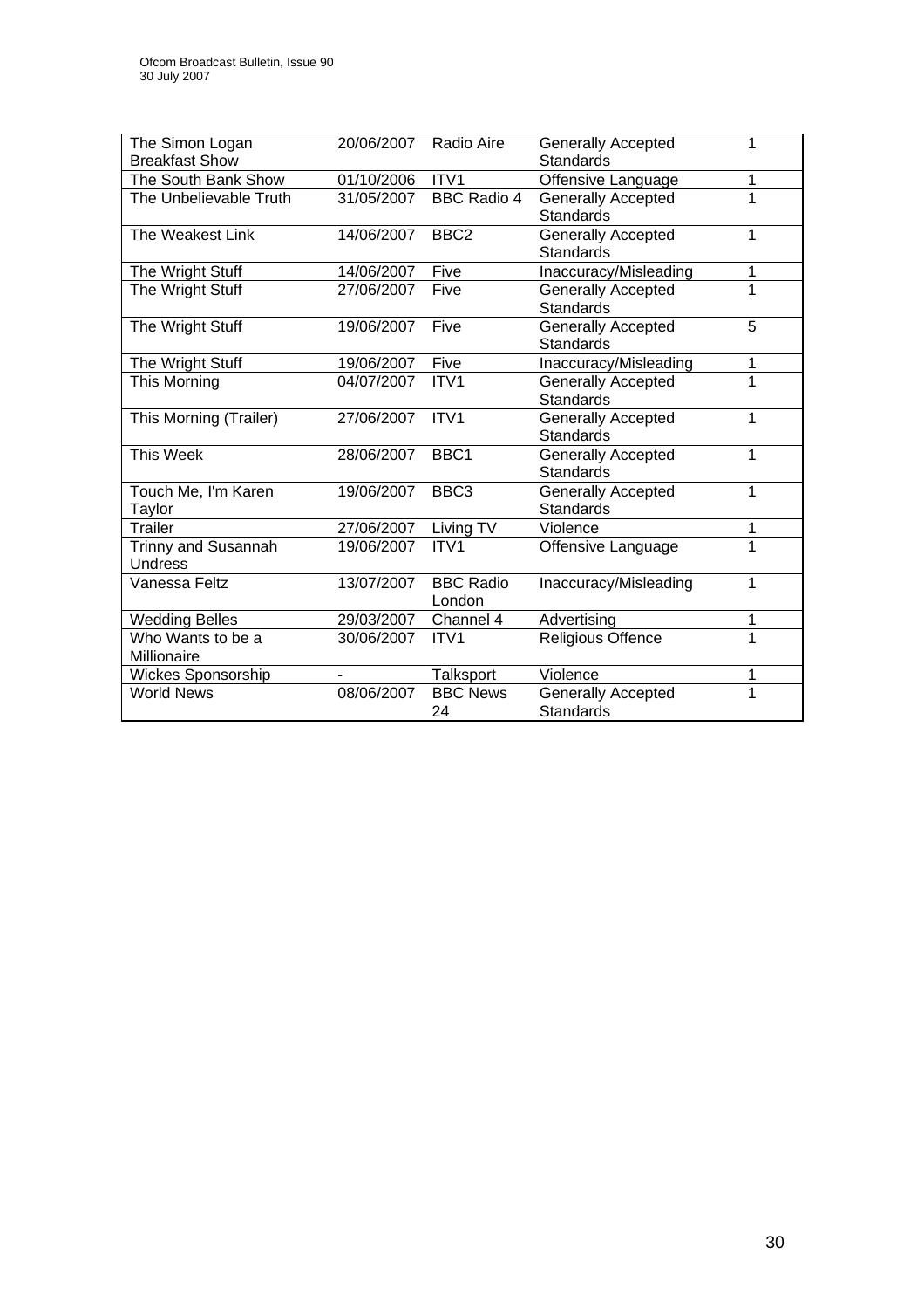| | | | | |
|---|---|---|---|---|
| The Simon Logan Breakfast Show | 20/06/2007 | Radio Aire | Generally Accepted Standards | 1 |
| The South Bank Show | 01/10/2006 | ITV1 | Offensive Language | 1 |
| The Unbelievable Truth | 31/05/2007 | BBC Radio 4 | Generally Accepted Standards | 1 |
| The Weakest Link | 14/06/2007 | BBC2 | Generally Accepted Standards | 1 |
| The Wright Stuff | 14/06/2007 | Five | Inaccuracy/Misleading | 1 |
| The Wright Stuff | 27/06/2007 | Five | Generally Accepted Standards | 1 |
| The Wright Stuff | 19/06/2007 | Five | Generally Accepted Standards | 5 |
| The Wright Stuff | 19/06/2007 | Five | Inaccuracy/Misleading | 1 |
| This Morning | 04/07/2007 | ITV1 | Generally Accepted Standards | 1 |
| This Morning (Trailer) | 27/06/2007 | ITV1 | Generally Accepted Standards | 1 |
| This Week | 28/06/2007 | BBC1 | Generally Accepted Standards | 1 |
| Touch Me, I'm Karen Taylor | 19/06/2007 | BBC3 | Generally Accepted Standards | 1 |
| Trailer | 27/06/2007 | Living TV | Violence | 1 |
| Trinny and Susannah Undress | 19/06/2007 | ITV1 | Offensive Language | 1 |
| Vanessa Feltz | 13/07/2007 | BBC Radio London | Inaccuracy/Misleading | 1 |
| Wedding Belles | 29/03/2007 | Channel 4 | Advertising | 1 |
| Who Wants to be a Millionaire | 30/06/2007 | ITV1 | Religious Offence | 1 |
| Wickes Sponsorship | - | Talksport | Violence | 1 |
| World News | 08/06/2007 | BBC News 24 | Generally Accepted Standards | 1 |